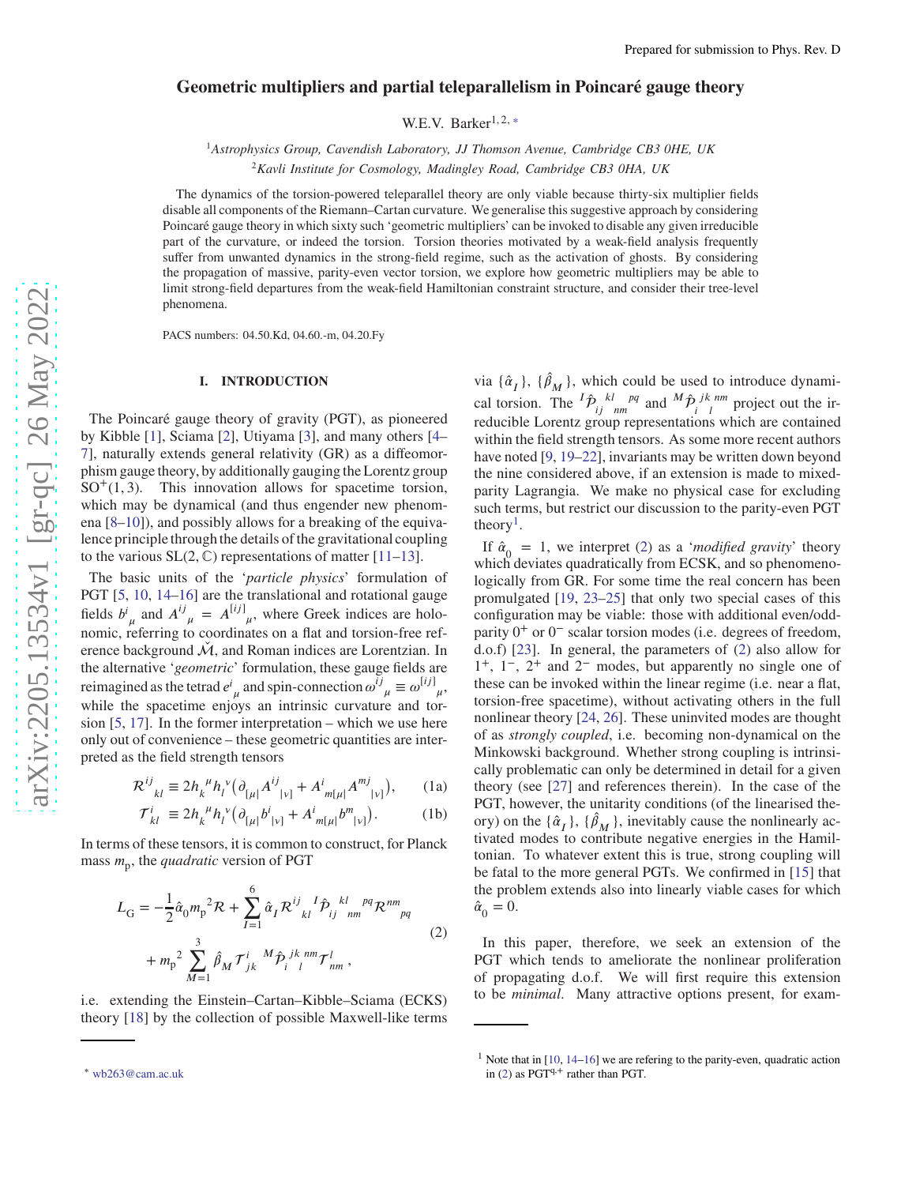# Geometric multipliers and partial teleparallelism in Poincaré gauge theory

W.E.V. Barker[1,2,*]

[1] *Astrophysics Group, Cavendish Laboratory, JJ Thomson Avenue, Cambridge CB3 0HE, UK*

[2] *Kavli Institute for Cosmology, Madingley Road, Cambridge CB3 0HA, UK*

The dynamics of the torsion-powered teleparallel theory are only viable because thirty-six multiplier fields disable all components of the Riemann–Cartan curvature. We generalise this suggestive approach by considering Poincaré gauge theory in which sixty such 'geometric multipliers' can be invoked to disable any given irreducible part of the curvature, or indeed the torsion. Torsion theories motivated by a weak-field analysis frequently suffer from unwanted dynamics in the strong-field regime, such as the activation of ghosts. By considering the propagation of massive, parity-even vector torsion, we explore how geometric multipliers may be able to limit strong-field departures from the weak-field Hamiltonian constraint structure, and consider their tree-level phenomena.

PACS numbers: 04.50.Kd, 04.60.-m, 04.20.Fy

## I. INTRODUCTION

The Poincaré gauge theory of gravity (PGT), as pioneered by Kibble [1], Sciama [2], Utiyama [3], and many others [4–7], naturally extends general relativity (GR) as a diffeomorphism gauge theory, by additionally gauging the Lorentz group $\mathrm{SO}^+(1,3)$. This innovation allows for spacetime torsion, which may be dynamical (and thus engender new phenomena [8–10]), and possibly allows for a breaking of the equivalence principle through the details of the gravitational coupling to the various $\mathrm{SL}(2,\mathbb{C})$ representations of matter [11–13].

The basic units of the '*particle physics*' formulation of PGT [5, 10, 14–16] are the translational and rotational gauge fields $b^i{}_\mu$ and $A^{ij}{}_\mu = A^{[ij]}{}_\mu$, where Greek indices are holonomic, referring to coordinates on a flat and torsion-free reference background $\check{\mathcal{M}}$, and Roman indices are Lorentzian. In the alternative '*geometric*' formulation, these gauge fields are reimagined as the tetrad $e^i{}_\mu$ and spin-connection $\omega^{ij}{}_\mu \equiv \omega^{[ij]}{}_\mu$, while the spacetime enjoys an intrinsic curvature and torsion [5, 17]. In the former interpretation – which we use here only out of convenience – these geometric quantities are interpreted as the field strength tensors

$$\mathcal{R}^{ij}{}_{kl} \equiv 2h_k{}^\mu h_l{}^\nu\left(\partial_{[\mu|}A^{ij}{}_{|\nu]} + A^i{}_{m[\mu|}A^{mj}{}_{|\nu]}\right), \qquad (1a)$$

$$\mathcal{T}^i{}_{kl} \equiv 2h_k{}^\mu h_l{}^\nu\left(\partial_{[\mu|}b^i{}_{|\nu]} + A^i{}_{m[\mu|}b^m{}_{|\nu]}\right). \qquad (1b)$$

In terms of these tensors, it is common to construct, for Planck mass $m_\mathrm{p}$, the *quadratic* version of PGT

$$L_\mathrm{G} = -\frac{1}{2}\hat{\alpha}_0 m_\mathrm{p}{}^2\mathcal{R} + \sum_{I=1}^{6}\hat{\alpha}_I\mathcal{R}^{ij}{}_{kl}\,{}^I\hat{\mathcal{P}}_{ij}{}^{kl}{}_{nm}{}^{pq}\mathcal{R}^{nm}{}_{pq} + m_\mathrm{p}{}^2\sum_{M=1}^{3}\hat{\beta}_M\mathcal{T}^i{}_{jk}\,{}^M\hat{\mathcal{P}}_i{}^{jk}{}_l{}^{nm}\mathcal{T}^l{}_{nm}\,, \qquad (2)$$

i.e. extending the Einstein–Cartan–Kibble–Sciama (ECKS) theory [18] by the collection of possible Maxwell-like terms via $\{\hat{\alpha}_I\}$, $\{\hat{\beta}_M\}$, which could be used to introduce dynamical torsion. The ${}^I\hat{\mathcal{P}}_{ij}{}^{kl}{}_{nm}{}^{pq}$ and ${}^M\hat{\mathcal{P}}_i{}^{jk}{}_l{}^{nm}$ project out the irreducible Lorentz group representations which are contained within the field strength tensors. As some more recent authors have noted [9, 19–22], invariants may be written down beyond the nine considered above, if an extension is made to mixed-parity Lagrangia. We make no physical case for excluding such terms, but restrict our discussion to the parity-even PGT theory[1].

If $\hat{\alpha}_0 = 1$, we interpret (2) as a '*modified gravity*' theory which deviates quadratically from ECSK, and so phenomenologically from GR. For some time the real concern has been promulgated [19, 23–25] that only two special cases of this configuration may be viable: those with additional even/odd-parity $0^+$ or $0^-$ scalar torsion modes (i.e. degrees of freedom, d.o.f) [23]. In general, the parameters of (2) also allow for $1^+$, $1^-$, $2^+$ and $2^-$ modes, but apparently no single one of these can be invoked within the linear regime (i.e. near a flat, torsion-free spacetime), without activating others in the full nonlinear theory [24, 26]. These uninvited modes are thought of as *strongly coupled*, i.e. becoming non-dynamical on the Minkowski background. Whether strong coupling is intrinsically problematic can only be determined in detail for a given theory (see [27] and references therein). In the case of the PGT, however, the unitarity conditions (of the linearised theory) on the $\{\hat{\alpha}_I\}$, $\{\hat{\beta}_M\}$, inevitably cause the nonlinearly activated modes to contribute negative energies in the Hamiltonian. To whatever extent this is true, strong coupling will be fatal to the more general PGTs. We confirmed in [15] that the problem extends also into linearly viable cases for which $\hat{\alpha}_0 = 0$.

In this paper, therefore, we seek an extension of the PGT which tends to ameliorate the nonlinear proliferation of propagating d.o.f. We will first require this extension to be *minimal*. Many attractive options present, for exam-

---

[*] wb263@cam.ac.uk

[1] Note that in [10, 14–16] we are refering to the parity-even, quadratic action in (2) as $\mathrm{PGT}^{\mathrm{q}+}$ rather than PGT.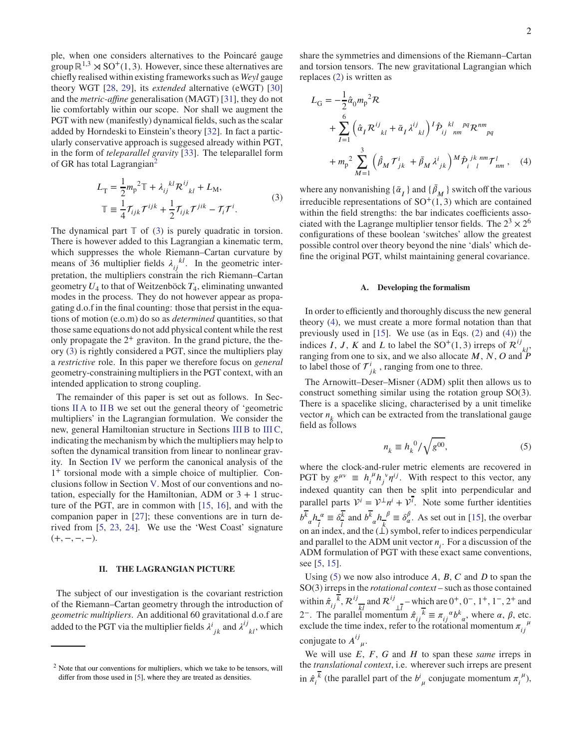ple, when one considers alternatives to the Poincaré gauge group $\mathbb{R}^{1,3} \rtimes \mathrm{SO}^+(1,3)$. However, since these alternatives are chiefly realised within existing frameworks such as *Weyl* gauge theory WGT [28, 29], its *extended* alternative (eWGT) [30] and the *metric-affine* generalisation (MAGT) [31], they do not lie comfortably within our scope. Nor shall we augment the PGT with new (manifestly) dynamical fields, such as the scalar added by Horndeski to Einstein's theory [32]. In fact a particularly conservative approach is suggesed already within PGT, in the form of *teleparallel gravity* [33]. The teleparallel form of GR has total Lagrangian[2]

$$
\begin{aligned}
L_{\mathrm{T}} &= \frac{1}{2} m_{\mathrm{p}}{}^2 \mathbb{T} + \lambda_{ij}{}^{kl} \mathcal{R}^{ij}{}_{kl} + L_{\mathrm{M}}, \\
\mathbb{T} &\equiv \frac{1}{4} \mathcal{T}_{ijk} \mathcal{T}^{ijk} + \frac{1}{2} \mathcal{T}_{ijk} \mathcal{T}^{jik} - \mathcal{T}_i \mathcal{T}^i.
\end{aligned}
\tag{3}
$$

The dynamical part $\mathbb{T}$ of (3) is purely quadratic in torsion. There is however added to this Lagrangian a kinematic term, which suppresses the whole Riemann–Cartan curvature by means of 36 multiplier fields $\lambda_{ij}{}^{kl}$. In the geometric interpretation, the multipliers constrain the rich Riemann–Cartan geometry $U_4$ to that of Weitzenböck $T_4$, eliminating unwanted modes in the process. They do not however appear as propagating d.o.f in the final counting: those that persist in the equations of motion (e.o.m) do so as *determined* quantities, so that those same equations do not add physical content while the rest only propagate the $2^+$ graviton. In the grand picture, the theory (3) is rightly considered a PGT, since the multipliers play a *restrictive* role. In this paper we therefore focus on *general* geometry-constraining multipliers in the PGT context, with an intended application to strong coupling.

The remainder of this paper is set out as follows. In Sections II A to II B we set out the general theory of 'geometric multipliers' in the Lagrangian formulation. We consider the new, general Hamiltonian structure in Sections III B to III C, indicating the mechanism by which the multipliers may help to soften the dynamical transition from linear to nonlinear gravity. In Section IV we perform the canonical analysis of the $1^+$ torsional mode with a simple choice of multiplier. Conclusions follow in Section V. Most of our conventions and notation, especially for the Hamiltonian, ADM or 3 + 1 structure of the PGT, are in common with [15, 16], and with the companion paper in [27]; these conventions are in turn derived from [5, 23, 24]. We use the 'West Coast' signature $(+,-,-,-)$.

## II. THE LAGRANGIAN PICTURE

The subject of our investigation is the covariant restriction of the Riemann–Cartan geometry through the introduction of *geometric multipliers*. An additional 60 gravitational d.o.f are added to the PGT via the multiplier fields $\lambda^i{}_{jk}$ and $\lambda^{ij}{}_{kl}$, which share the symmetries and dimensions of the Riemann–Cartan and torsion tensors. The new gravitational Lagrangian which replaces (2) is written as

$$
\begin{aligned}
L_{\mathrm{G}} = &-\frac{1}{2} \hat{\alpha}_0 m_{\mathrm{p}}{}^2 \mathcal{R} \\
&+ \sum_{I=1}^{6} \left( \hat{\alpha}_I \mathcal{R}^{ij}{}_{kl} + \bar{\alpha}_I \lambda^{ij}{}_{kl} \right) {}^I\hat{\mathcal{P}}_{ij}{}^{kl}{}_{nm}{}^{pq} \mathcal{R}^{nm}{}_{pq} \\
&+ m_{\mathrm{p}}{}^2 \sum_{M=1}^{3} \left( \hat{\beta}_M \mathcal{T}^i{}_{jk} + \bar{\beta}_M \lambda^i{}_{jk} \right) {}^M\hat{\mathcal{P}}_i{}^{jk}{}_l{}^{nm} \mathcal{T}^l{}_{nm},
\end{aligned}
\tag{4}
$$

where any nonvanishing $\{\bar{\alpha}_I\}$ and $\{\bar{\beta}_M\}$ switch off the various irreducible representations of $\mathrm{SO}^+(1,3)$ which are contained within the field strengths: the bar indicates coefficients associated with the Lagrange multiplier tensor fields. The $2^3 \times 2^6$ configurations of these boolean 'switches' allow the greatest possible control over theory beyond the nine 'dials' which define the original PGT, whilst maintaining general covariance.

### A. Developing the formalism

In order to efficiently and thoroughly discuss the new general theory (4), we must create a more formal notation than that previously used in [15]. We use (as in Eqs. (2) and (4)) the indices $I$, $J$, $K$ and $L$ to label the $\mathrm{SO}^+(1,3)$ irreps of $\mathcal{R}^{ij}{}_{kl}$, ranging from one to six, and we also allocate $M$, $N$, $O$ and $P$ to label those of $\mathcal{T}^i{}_{jk}$, ranging from one to three.

The Arnowitt–Deser–Misner (ADM) split then allows us to construct something similar using the rotation group SO(3). There is a spacelike slicing, characterised by a unit timelike vector $n_k$ which can be extracted from the translational gauge field as follows

$$
n_k \equiv h_k{}^0 / \sqrt{g^{00}},
\tag{5}
$$

where the clock-and-ruler metric elements are recovered in PGT by $g^{\mu\nu} \equiv h_i{}^\mu h_j{}^\nu \eta^{ij}$. With respect to this vector, any indexed quantity can then be split into perpendicular and parallel parts $\mathcal{V}^i = \mathcal{V}^\perp n^i + \mathcal{V}^{\bar{i}}$. Note some further identities $b^{\bar{k}}{}_\alpha h_{\bar{l}}{}^\alpha \equiv \delta^{\bar{k}}_{\bar{l}}$ and $b^{\bar{k}}{}_\alpha h_{\bar{k}}{}^\beta \equiv \delta^\beta_\alpha$. As set out in [15], the overbar on an index, and the $(\perp)$ symbol, refer to indices perpendicular and parallel to the ADM unit vector $n_i$. For a discussion of the ADM formulation of PGT with these exact same conventions, see [5, 15].

Using (5) we now also introduce $A$, $B$, $C$ and $D$ to span the SO(3) irreps in the *rotational context* – such as those contained within $\hat{\pi}_{ij}{}^{\bar{k}}$, $\mathcal{R}^{ij}{}_{\bar{k}\bar{l}}$ and $\mathcal{R}^{ij}{}_{\perp\bar{l}}$ – which are $0^+$, $0^-$, $1^+$, $1^-$, $2^+$ and $2^-$. The parallel momentum $\hat{\pi}_{ij}{}^{\bar{k}} \equiv \pi_{ij}{}^\alpha b^k{}_\alpha$, where $\alpha$, $\beta$, etc. exclude the time index, refer to the rotational momentum $\pi_{ij}{}^\mu$ conjugate to $A^{ij}{}_\mu$.

We will use $E$, $F$, $G$ and $H$ to span these *same* irreps in the *translational context*, i.e. wherever such irreps are present in $\hat{\pi}_i{}^{\bar{k}}$ (the parallel part of the $b^i{}_\mu$ conjugate momentum $\pi_i{}^\mu$),

[2] Note that our conventions for multipliers, which we take to be tensors, will differ from those used in [5], where they are treated as densities.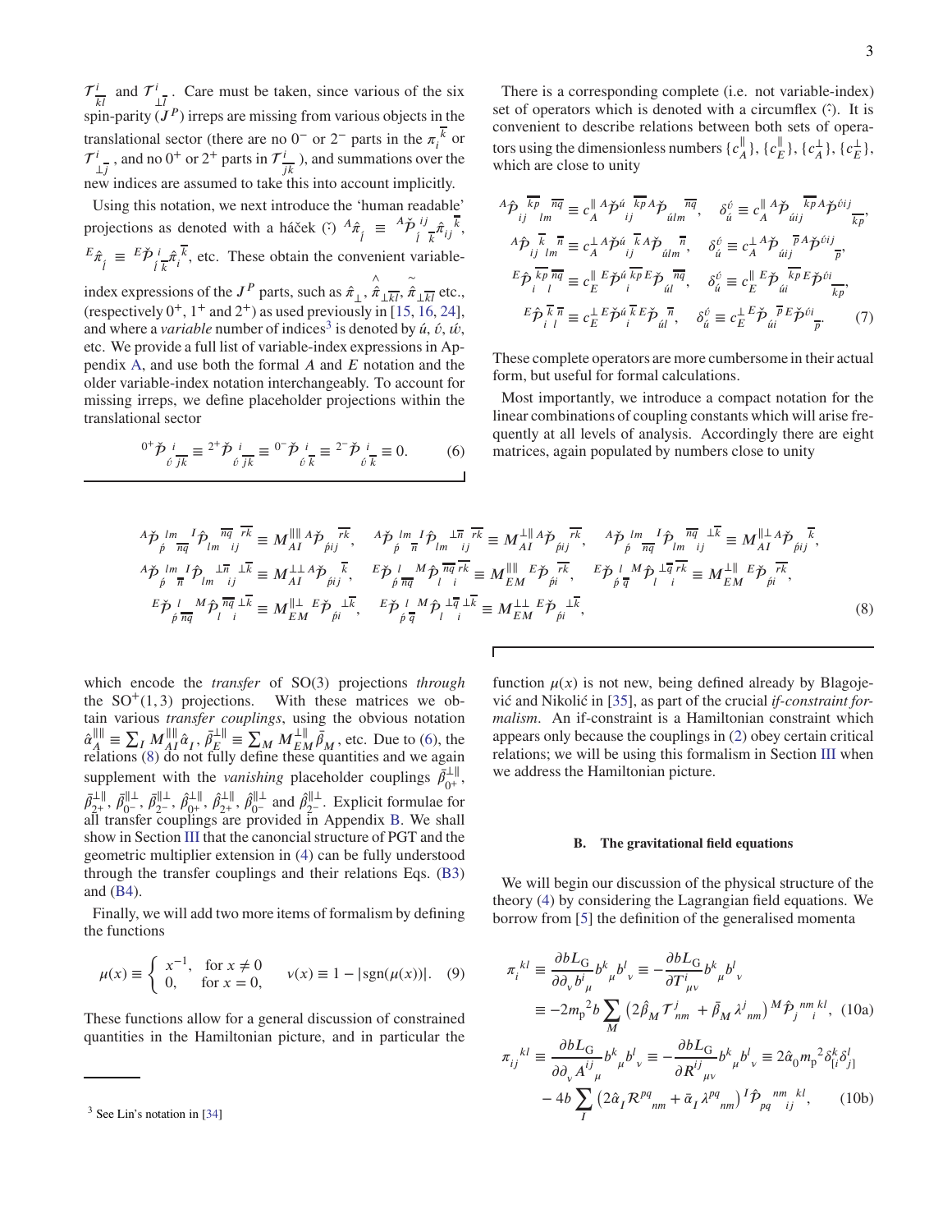$\mathcal{T}^{i}_{\overline{kl}}$ and $\mathcal{T}^{i}_{\perp\overline{l}}$. Care must be taken, since various of the six spin-parity ($J^P$) irreps are missing from various objects in the translational sector (there are no $0^-$ or $2^-$ parts in the $\pi_i^{\ \overline{k}}$ or $\mathcal{T}^{i}_{\perp\overline{j}}$, and no $0^+$ or $2^+$ parts in $\mathcal{T}^{i}_{\overline{jk}}$), and summations over the new indices are assumed to take this into account implicitly.

Using this notation, we next introduce the 'human readable' projections as denoted with a háček ($\check{\cdot}$) ${}^{A}\check{\hat{\pi}}_{\acute{l}} \equiv {}^{A}\check{\mathcal{P}}_{\acute{l}}{}^{ij}{}_{\overline{k}}\hat{\pi}_{ij}{}^{\overline{k}}$, ${}^{E}\check{\hat{\pi}}_{\acute{l}} \equiv {}^{E}\check{\mathcal{P}}_{\acute{l}}{}^{i}{}_{\overline{k}}\hat{\pi}_{i}{}^{\overline{k}}$, etc. These obtain the convenient variable-index expressions of the $J^P$ parts, such as $\hat{\pi}_{\perp}$, $\overset{\wedge}{\hat{\pi}}_{\perp\overline{kl}}$, $\overset{\sim}{\hat{\pi}}_{\perp\overline{kl}}$ etc., (respectively $0^+$, $1^+$ and $2^+$) as used previously in [15, 16, 24], and where a *variable* number of indices[3] is denoted by $\acute{u}$, $\acute{v}$, $\acute{w}$, etc. We provide a full list of variable-index expressions in Appendix A, and use both the formal $A$ and $E$ notation and the older variable-index notation interchangeably. To account for missing irreps, we define placeholder projections within the translational sector

$$
{}^{0^+}\check{\mathcal{P}}_{\acute{v}}{}^{i}{}_{\overline{jk}} \equiv {}^{2^+}\check{\mathcal{P}}_{\acute{v}}{}^{i}{}_{\overline{jk}} \equiv {}^{0^-}\check{\mathcal{P}}_{\acute{v}}{}^{i}{}_{\overline{k}} \equiv {}^{2^-}\check{\mathcal{P}}_{\acute{v}}{}^{i}{}_{\overline{k}} \equiv 0. \tag{6}
$$

There is a corresponding complete (i.e. not variable-index) set of operators which is denoted with a circumflex ($\hat{\cdot}$). It is convenient to describe relations between both sets of operators using the dimensionless numbers $\{c^{\parallel}_{A}\}$, $\{c^{\parallel}_{E}\}$, $\{c^{\perp}_{A}\}$, $\{c^{\perp}_{E}\}$, which are close to unity

$$
\begin{aligned}
{}^{A}\hat{\mathcal{P}}_{ij}{}^{\overline{kp}}{}_{lm}{}^{\overline{nq}} &\equiv c^{\parallel}_{A}\,{}^{A}\check{\mathcal{P}}^{\acute{u}}{}_{ij}{}^{\overline{kp}}\,{}^{A}\check{\mathcal{P}}_{\acute{u}lm}{}^{\overline{nq}}, \quad \delta^{\acute{v}}_{\acute{u}} \equiv c^{\parallel}_{A}\,{}^{A}\check{\mathcal{P}}_{\acute{u}ij}{}^{\overline{kp}}\,{}^{A}\check{\mathcal{P}}^{\acute{v}ij}{}_{\overline{kp}},\\
{}^{A}\hat{\mathcal{P}}_{ij}{}^{\overline{k}}{}_{lm}{}^{\overline{n}} &\equiv c^{\perp}_{A}\,{}^{A}\check{\mathcal{P}}^{\acute{u}}{}_{ij}{}^{\overline{k}}\,{}^{A}\check{\mathcal{P}}_{\acute{u}lm}{}^{\overline{n}}, \quad \delta^{\acute{v}}_{\acute{u}} \equiv c^{\perp}_{A}\,{}^{A}\check{\mathcal{P}}_{\acute{u}ij}{}^{\overline{p}}\,{}^{A}\check{\mathcal{P}}^{\acute{v}ij}{}_{\overline{p}},\\
{}^{E}\hat{\mathcal{P}}_{i}{}^{\overline{kp}}{}_{l}{}^{\overline{nq}} &\equiv c^{\parallel}_{E}\,{}^{E}\check{\mathcal{P}}^{\acute{u}}{}_{i}{}^{\overline{kp}}\,{}^{E}\check{\mathcal{P}}_{\acute{u}l}{}^{\overline{nq}}, \quad \delta^{\acute{v}}_{\acute{u}} \equiv c^{\parallel}_{E}\,{}^{E}\check{\mathcal{P}}_{\acute{u}i}{}^{\overline{kp}}\,{}^{E}\check{\mathcal{P}}^{\acute{v}i}{}_{\overline{kp}},\\
{}^{E}\hat{\mathcal{P}}_{i}{}^{\overline{k}}{}_{l}{}^{\overline{n}} &\equiv c^{\perp}_{E}\,{}^{E}\check{\mathcal{P}}^{\acute{u}}{}_{i}{}^{\overline{k}}\,{}^{E}\check{\mathcal{P}}_{\acute{u}l}{}^{\overline{n}}, \quad \delta^{\acute{v}}_{\acute{u}} \equiv c^{\perp}_{E}\,{}^{E}\check{\mathcal{P}}_{\acute{u}i}{}^{\overline{p}}\,{}^{E}\check{\mathcal{P}}^{\acute{v}i}{}_{\overline{p}}.
\end{aligned} \tag{7}
$$

These complete operators are more cumbersome in their actual form, but useful for formal calculations.

Most importantly, we introduce a compact notation for the linear combinations of coupling constants which will arise frequently at all levels of analysis. Accordingly there are eight matrices, again populated by numbers close to unity

$$
\begin{aligned}
&{}^{A}\check{\mathcal{P}}_{\acute{p}}{}^{lm}{}_{\overline{nq}}\,{}^{I}\hat{\mathcal{P}}_{lm}{}^{\overline{nq}}{}_{ij}{}^{\overline{rk}} \equiv M^{\parallel\parallel}_{AI}\,{}^{A}\check{\mathcal{P}}_{\acute{p}ij}{}^{\overline{rk}}, \quad {}^{A}\check{\mathcal{P}}_{\acute{p}}{}^{lm}{}_{\overline{n}}\,{}^{I}\hat{\mathcal{P}}_{lm}{}^{\perp\overline{n}}{}_{ij}{}^{\overline{rk}} \equiv M^{\perp\parallel}_{AI}\,{}^{A}\check{\mathcal{P}}_{\acute{p}ij}{}^{\overline{rk}}, \quad {}^{A}\check{\mathcal{P}}_{\acute{p}}{}^{lm}{}_{\overline{nq}}\,{}^{I}\hat{\mathcal{P}}_{lm}{}^{\overline{nq}}{}_{ij}{}^{\perp\overline{k}} \equiv M^{\parallel\perp}_{AI}\,{}^{A}\check{\mathcal{P}}_{\acute{p}ij}{}^{\overline{k}},\\
&{}^{A}\check{\mathcal{P}}_{\acute{p}}{}^{lm}{}_{\overline{n}}\,{}^{I}\hat{\mathcal{P}}_{lm}{}^{\perp\overline{n}}{}_{ij}{}^{\perp\overline{k}} \equiv M^{\perp\perp}_{AI}\,{}^{A}\check{\mathcal{P}}_{\acute{p}ij}{}^{\overline{k}}, \quad {}^{E}\check{\mathcal{P}}_{\acute{p}}{}^{l}{}_{\overline{nq}}\,{}^{M}\hat{\mathcal{P}}_{l}{}^{\overline{nq}}{}_{i}{}^{\overline{rk}} \equiv M^{\parallel\parallel}_{EM}\,{}^{E}\check{\mathcal{P}}_{\acute{p}i}{}^{\overline{rk}}, \quad {}^{E}\check{\mathcal{P}}_{\acute{p}}{}^{l}{}_{\overline{q}}\,{}^{M}\hat{\mathcal{P}}_{l}{}^{\perp\overline{q}}{}_{i}{}^{\overline{rk}} \equiv M^{\perp\parallel}_{EM}\,{}^{E}\check{\mathcal{P}}_{\acute{p}i}{}^{\overline{rk}},\\
&{}^{E}\check{\mathcal{P}}_{\acute{p}}{}^{l}{}_{\overline{nq}}\,{}^{M}\hat{\mathcal{P}}_{l}{}^{\overline{nq}}{}_{i}{}^{\perp\overline{k}} \equiv M^{\parallel\perp}_{EM}\,{}^{E}\check{\mathcal{P}}_{\acute{p}i}{}^{\perp\overline{k}}, \quad {}^{E}\check{\mathcal{P}}_{\acute{p}}{}^{l}{}_{\overline{q}}\,{}^{M}\hat{\mathcal{P}}_{l}{}^{\perp\overline{q}}{}_{i}{}^{\perp\overline{k}} \equiv M^{\perp\perp}_{EM}\,{}^{E}\check{\mathcal{P}}_{\acute{p}i}{}^{\perp\overline{k}},
\end{aligned} \tag{8}
$$

which encode the *transfer* of SO(3) projections *through* the $\mathrm{SO}^+(1,3)$ projections. With these matrices we obtain various *transfer couplings*, using the obvious notation $\hat{\alpha}^{\parallel\parallel}_{A} \equiv \sum_I M^{\parallel\parallel}_{AI}\hat{\alpha}_I$, $\bar{\beta}^{\perp\parallel}_{E} \equiv \sum_M M^{\perp\parallel}_{EM}\bar{\beta}_M$, etc. Due to (6), the relations (8) do not fully define these quantities and we again supplement with the *vanishing* placeholder couplings $\bar{\beta}^{\perp\parallel}_{0^+}$, $\bar{\beta}^{\perp\parallel}_{2^+}$, $\bar{\beta}^{\parallel\perp}_{0^-}$, $\bar{\beta}^{\parallel\perp}_{2^-}$, $\hat{\beta}^{\perp\parallel}_{0^+}$, $\hat{\beta}^{\perp\parallel}_{2^+}$, $\hat{\beta}^{\parallel\perp}_{0^-}$ and $\hat{\beta}^{\parallel\perp}_{2^-}$. Explicit formulae for all transfer couplings are provided in Appendix B. We shall show in Section III that the canoncial structure of PGT and the geometric multiplier extension in (4) can be fully understood through the transfer couplings and their relations Eqs. (B3) and (B4).

Finally, we will add two more items of formalism by defining the functions

$$
\mu(x) \equiv \begin{cases} x^{-1}, & \text{for } x \neq 0 \\ 0, & \text{for } x = 0, \end{cases} \qquad \nu(x) \equiv 1 - |\mathrm{sgn}(\mu(x))|. \tag{9}
$$

These functions allow for a general discussion of constrained quantities in the Hamiltonian picture, and in particular the function $\mu(x)$ is not new, being defined already by Blagojević and Nikolić in [35], as part of the crucial *if-constraint formalism*. An if-constraint is a Hamiltonian constraint which appears only because the couplings in (2) obey certain critical relations; we will be using this formalism in Section III when we address the Hamiltonian picture.

### B. The gravitational field equations

We will begin our discussion of the physical structure of the theory (4) by considering the Lagrangian field equations. We borrow from [5] the definition of the generalised momenta

$$
\begin{aligned}
\pi_i{}^{kl} &\equiv \frac{\partial bL_{\mathrm{G}}}{\partial\partial_\nu b^i{}_\mu} b^k{}_\mu b^l{}_\nu \equiv -\frac{\partial bL_{\mathrm{G}}}{\partial T^i{}_{\mu\nu}} b^k{}_\mu b^l{}_\nu \\
&\equiv -2m_{\mathrm{p}}{}^2 b \sum_M \left(2\hat{\beta}_M \mathcal{T}^j{}_{nm} + \bar{\beta}_M \lambda^j{}_{nm}\right){}^M\hat{\mathcal{P}}_j{}^{nm}{}_i{}^{kl},
\end{aligned} \tag{10a}
$$

$$
\begin{aligned}
\pi_{ij}{}^{kl} &\equiv \frac{\partial bL_{\mathrm{G}}}{\partial\partial_\nu A^{ij}{}_\mu} b^k{}_\mu b^l{}_\nu \equiv -\frac{\partial bL_{\mathrm{G}}}{\partial R^{ij}{}_{\mu\nu}} b^k{}_\mu b^l{}_\nu \equiv 2\hat{\alpha}_0 m_{\mathrm{p}}{}^2 \delta^k_{[i}\delta^l_{j]} \\
&\quad - 4b\sum_I \left(2\hat{\alpha}_I \mathcal{R}^{pq}{}_{nm} + \bar{\alpha}_I \lambda^{pq}{}_{nm}\right){}^I\hat{\mathcal{P}}_{pq}{}^{nm}{}_{ij}{}^{kl},
\end{aligned} \tag{10b}
$$

[3] See Lin's notation in [34]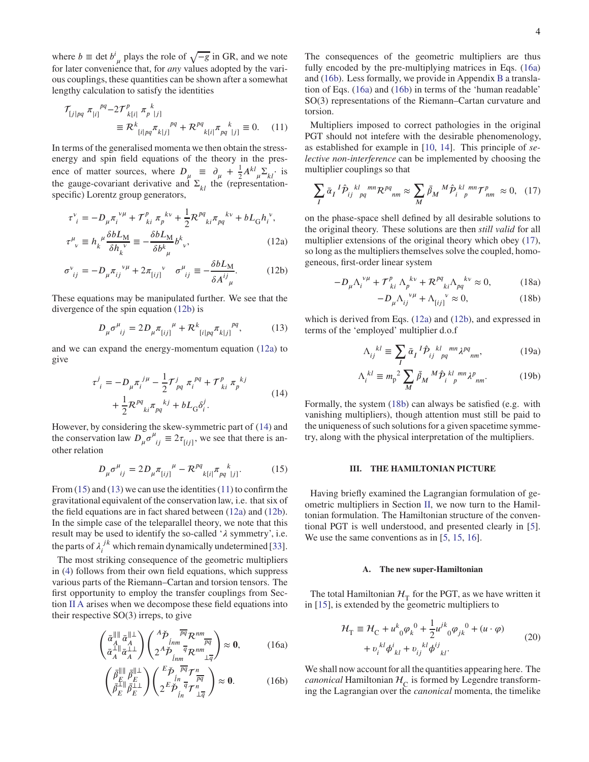where $b \equiv \det b^i{}_\mu$ plays the role of $\sqrt{-g}$ in GR, and we note for later convenience that, for *any* values adopted by the various couplings, these quantities can be shown after a somewhat lengthy calculation to satisfy the identities

$$
\begin{aligned}
\mathcal{T}_{[j|pq}\,\pi_{|i]}{}^{pq} - 2\mathcal{T}^p{}_{k[i|}\,\pi_p{}^k{}_{|j]} \\
\equiv \mathcal{R}^k{}_{[i|pq}\pi_{k|j]}{}^{pq} + \mathcal{R}^{pq}{}_{k[i|}\pi_{pq}{}^k{}_{|j]} \equiv 0.
\end{aligned}
\quad (11)
$$

In terms of the generalised momenta we then obtain the stress-energy and spin field equations of the theory in the presence of matter sources, where $D_\mu \equiv \partial_\mu + \frac{1}{2}A^{kl}{}_\mu\Sigma_{kl}$ is the gauge-covariant derivative and $\Sigma_{kl}$ the (representation-specific) Lorentz group generators,

$$
\begin{aligned}
\tau^\nu{}_i &= -D_\mu\pi_i{}^{\nu\mu} + \mathcal{T}^p{}_{ki}\,\pi_p{}^{k\nu} + \frac{1}{2}\mathcal{R}^{pq}{}_{ki}\pi_{pq}{}^{k\nu} + bL_{\mathrm{G}}h_i{}^\nu, \\
\tau^\mu{}_\nu &\equiv h_k{}^\mu\frac{\delta bL_{\mathrm{M}}}{\delta h_k{}^\nu} \equiv -\frac{\delta bL_{\mathrm{M}}}{\delta b^k{}_\mu}b^k{}_\nu,
\end{aligned}
\quad (12a)
$$

$$
\sigma^\nu{}_{ij} = -D_\mu\pi_{ij}{}^{\nu\mu} + 2\pi_{[ij]}{}^\nu \quad \sigma^\mu{}_{ij} \equiv -\frac{\delta bL_{\mathrm{M}}}{\delta A^{ij}{}_\mu}. \quad (12b)
$$

These equations may be manipulated further. We see that the divergence of the spin equation (12b) is

$$
D_\mu\sigma^\mu{}_{ij} = 2D_\mu\pi_{[ij]}{}^\mu + \mathcal{R}^k{}_{[i|pq}\pi_{k|j]}{}^{pq}, \quad (13)
$$

and we can expand the energy-momentum equation (12a) to give

$$
\begin{aligned}
\tau^j{}_i = &-D_\mu\pi_i{}^{j\mu} - \frac{1}{2}\mathcal{T}^j{}_{pq}\,\pi_i{}^{pq} + \mathcal{T}^p{}_{ki}\,\pi_p{}^{kj} \\
&+ \frac{1}{2}\mathcal{R}^{pq}{}_{ki}\pi_{pq}{}^{kj} + bL_{\mathrm{G}}\delta^j_i.
\end{aligned}
\quad (14)
$$

However, by considering the skew-symmetric part of (14) and the conservation law $D_\mu\sigma^\mu{}_{ij} \equiv 2\tau_{[ij]}$, we see that there is another relation

$$
D_\mu\sigma^\mu{}_{ij} = 2D_\mu\pi_{[ij]}{}^\mu - \mathcal{R}^{pq}{}_{k[i|}\pi_{pq}{}^k{}_{|j]}. \quad (15)
$$

From (15) and (13) we can use the identities (11) to confirm the gravitational equivalent of the conservation law, i.e. that six of the field equations are in fact shared between (12a) and (12b). In the simple case of the teleparallel theory, we note that this result may be used to identify the so-called '$\lambda$ symmetry', i.e. the parts of $\lambda_i{}^{jk}$ which remain dynamically undetermined [33].

The most striking consequence of the geometric multipliers in (4) follows from their own field equations, which suppress various parts of the Riemann–Cartan and torsion tensors. The first opportunity to employ the transfer couplings from Section II A arises when we decompose these field equations into their respective SO(3) irreps, to give

$$
\begin{pmatrix} \bar{\alpha}^{\|\|\|}_A & \bar{\alpha}^{\|\perp}_A \\ \bar{\alpha}^{\perp\|}_A & \bar{\alpha}^{\perp\perp}_A \end{pmatrix}
\begin{pmatrix} {}^A\check{\mathcal{P}}_{\bar{l}nm}{}^{\overline{pq}}\mathcal{R}^{nm}{}_{\overline{pq}} \\ 2\,{}^A\check{\mathcal{P}}_{\bar{l}nm}{}^{\bar{q}}\mathcal{R}^{nm}{}_{\perp\bar{q}} \end{pmatrix} \approx \mathbf{0}, \quad (16a)
$$

$$
\begin{pmatrix} \bar{\beta}^{\|\|\|}_E & \bar{\beta}^{\|\perp}_E \\ \bar{\beta}^{\perp\|}_E & \bar{\beta}^{\perp\perp}_E \end{pmatrix}
\begin{pmatrix} {}^E\check{\mathcal{P}}_{\bar{l}n}{}^{\overline{pq}}\mathcal{T}^n{}_{\overline{pq}} \\ 2\,{}^E\check{\mathcal{P}}_{\bar{l}n}{}^{\bar{q}}\mathcal{T}^n{}_{\perp\bar{q}} \end{pmatrix} \approx \mathbf{0}. \quad (16b)
$$

The consequences of the geometric multipliers are thus fully encoded by the pre-multiplying matrices in Eqs. (16a) and (16b). Less formally, we provide in Appendix B a translation of Eqs. (16a) and (16b) in terms of the 'human readable' SO(3) representations of the Riemann–Cartan curvature and torsion.

Multipliers imposed to correct pathologies in the original PGT should not intefere with the desirable phenomenology, as established for example in [10, 14]. This principle of *selective non-interference* can be implemented by choosing the multiplier couplings so that

$$
\sum_I \bar{\alpha}_I{}^I\hat{\mathcal{P}}_{ij}{}^{kl}{}_{pq}{}^{mn}\mathcal{R}^{pq}{}_{nm} \approx \sum_M \bar{\beta}_M{}^M\hat{\mathcal{P}}_i{}^{kl}{}_p{}^{mn}\mathcal{T}^p{}_{nm} \approx 0, \quad (17)
$$

on the phase-space shell defined by all desirable solutions to the original theory. These solutions are then *still valid* for all multiplier extensions of the original theory which obey (17), so long as the multipliers themselves solve the coupled, homogeneous, first-order linear system

$$
-D_\mu\Lambda_i{}^{\nu\mu} + \mathcal{T}^p{}_{ki}\,\Lambda_p{}^{k\nu} + \mathcal{R}^{pq}{}_{ki}\Lambda_{pq}{}^{k\nu} \approx 0, \quad (18a)
$$

$$
-D_\mu\Lambda_{ij}{}^{\nu\mu} + \Lambda_{[ij]}{}^\nu \approx 0, \quad (18b)
$$

which is derived from Eqs. (12a) and (12b), and expressed in terms of the 'employed' multiplier d.o.f

$$
\Lambda_{ij}{}^{kl} \equiv \sum_I \bar{\alpha}_I{}^I\hat{\mathcal{P}}_{ij}{}^{kl}{}_{pq}{}^{mn}\lambda^{pq}{}_{nm}, \quad (19a)
$$

$$
\Lambda_i{}^{kl} \equiv m_{\mathrm{p}}{}^2\sum_M \bar{\beta}_M{}^M\hat{\mathcal{P}}_i{}^{kl}{}_p{}^{mn}\lambda^p{}_{nm}. \quad (19b)
$$

Formally, the system (18b) can always be satisfied (e.g. with vanishing multipliers), though attention must still be paid to the uniqueness of such solutions for a given spacetime symmetry, along with the physical interpretation of the multipliers.

## III. THE HAMILTONIAN PICTURE

Having briefly examined the Lagrangian formulation of geometric multipliers in Section II, we now turn to the Hamiltonian formulation. The Hamiltonian structure of the conventional PGT is well understood, and presented clearly in [5]. We use the same conventions as in [5, 15, 16].

### A. The new super-Hamiltonian

The total Hamiltonian $\mathcal{H}_{\mathrm{T}}$ for the PGT, as we have written it in [15], is extended by the geometric multipliers to

$$
\begin{aligned}
\mathcal{H}_{\mathrm{T}} \equiv \mathcal{H}_{\mathrm{C}} + u^k{}_0\varphi_k{}^0 + \frac{1}{2}u^{jk}{}_0\varphi_{jk}{}^0 + (u\cdot\varphi) \\
+ v_i{}^{kl}\phi^i{}_{kl} + v_{ij}{}^{kl}\phi^{ij}{}_{kl}.
\end{aligned}
\quad (20)
$$

We shall now account for all the quantities appearing here. The *canonical* Hamiltonian $\mathcal{H}_{\mathrm{C}}$ is formed by Legendre transforming the Lagrangian over the *canonical* momenta, the timelike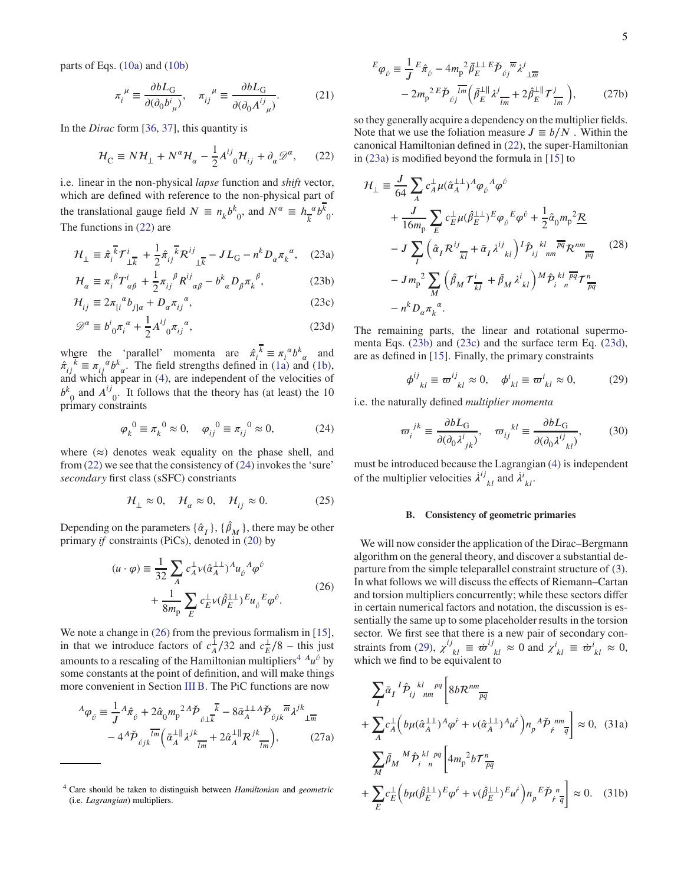parts of Eqs. (10a) and (10b)

$$\pi_i{}^\mu \equiv \frac{\partial bL_{\rm G}}{\partial(\partial_0 b^i{}_\mu)}, \quad \pi_{ij}{}^\mu \equiv \frac{\partial bL_{\rm G}}{\partial(\partial_0 A^{ij}{}_\mu)}. \tag{21}$$

In the *Dirac* form [36, 37], this quantity is

$$\mathcal{H}_{\rm C} \equiv N\mathcal{H}_\perp + N^\alpha \mathcal{H}_\alpha - \frac{1}{2}A^{ij}{}_0\mathcal{H}_{ij} + \partial_\alpha \mathscr{D}^\alpha, \tag{22}$$

i.e. linear in the non-physical *lapse* function and *shift* vector, which are defined with reference to the non-physical part of the translational gauge field $N \equiv n_k b^k{}_0$, and $N^\alpha \equiv h_{\overline{k}}{}^\alpha b^{\overline{k}}{}_0$. The functions in (22) are

$$\mathcal{H}_\perp \equiv \hat{\pi}_i{}^{\overline{k}}\mathcal{T}^i{}_{\perp\overline{k}} + \frac{1}{2}\hat{\pi}_{ij}{}^{\overline{k}}\mathcal{R}^{ij}{}_{\perp\overline{k}} - JL_{\rm G} - n^k D_\alpha \pi_k{}^\alpha, \tag{23a}$$

$$\mathcal{H}_\alpha \equiv \pi_i{}^\beta T^i{}_{\alpha\beta} + \frac{1}{2}\pi_{ij}{}^\beta R^{ij}{}_{\alpha\beta} - b^k{}_\alpha D_\beta \pi_k{}^\beta, \tag{23b}$$

$$\mathcal{H}_{ij} \equiv 2\pi_{[i}{}^\alpha b_{j]\alpha} + D_\alpha \pi_{ij}{}^\alpha, \tag{23c}$$

$$\mathscr{D}^\alpha \equiv b^i{}_0\pi_i{}^\alpha + \frac{1}{2}A^{ij}{}_0\pi_{ij}{}^\alpha, \tag{23d}$$

where the 'parallel' momenta are $\hat{\pi}_i{}^{\overline{k}} \equiv \pi_i{}^\alpha b^k{}_\alpha$ and $\hat{\pi}_{ij}{}^{\overline{k}} \equiv \pi_{ij}{}^\alpha b^k{}_\alpha$. The field strengths defined in (1a) and (1b), and which appear in (4), are independent of the velocities of $b^k{}_0$ and $A^{ij}{}_0$. It follows that the theory has (at least) the 10 primary constraints

$$\varphi_k{}^0 \equiv \pi_k{}^0 \approx 0, \quad \varphi_{ij}{}^0 \equiv \pi_{ij}{}^0 \approx 0, \tag{24}$$

where ($\approx$) denotes weak equality on the phase shell, and from (22) we see that the consistency of (24) invokes the 'sure' *secondary* first class (sSFC) constraints

$$\mathcal{H}_\perp \approx 0, \quad \mathcal{H}_\alpha \approx 0, \quad \mathcal{H}_{ij} \approx 0. \tag{25}$$

Depending on the parameters $\{\hat{\alpha}_I\}$, $\{\hat{\beta}_M\}$, there may be other primary *if* constraints (PiCs), denoted in (20) by

$$(u\cdot\varphi) \equiv \frac{1}{32}\sum_A c^\perp_A \nu(\hat{\alpha}^{\perp\perp}_A)^A u_{\acute{v}}{}^A\varphi^{\acute{v}} + \frac{1}{8m_{\rm p}}\sum_E c^\perp_E \nu(\hat{\beta}^{\perp\perp}_E)^E u_{\acute{v}}{}^E\varphi^{\acute{v}}. \tag{26}$$

We note a change in (26) from the previous formalism in [15], in that we introduce factors of $c^\perp_A/32$ and $c^\perp_E/8$ – this just amounts to a rescaling of the Hamiltonian multipliers[4] ${}^A u^{\acute{v}}$ by some constants at the point of definition, and will make things more convenient in Section III B. The PiC functions are now

$${}^A\varphi_{\acute{v}} \equiv \frac{1}{J}{}^A\hat{\pi}_{\acute{v}} + 2\hat{\alpha}_0 m_{\rm p}{}^2\, {}^A\check{\mathcal{P}}_{\acute{v}\perp\overline{k}}{}^{\overline{k}} - 8\bar{\alpha}^{\perp\perp}_A\, {}^A\check{\mathcal{P}}_{\acute{v}jk}{}^{\overline{m}}\lambda^{jk}{}_{\perp\overline{m}} - 4\,{}^A\check{\mathcal{P}}_{\acute{v}jk}{}^{\overline{lm}}\Big(\bar{\alpha}^{\perp\parallel}_A\lambda^{jk}{}_{\overline{lm}} + 2\hat{\alpha}^{\perp\parallel}_A\mathcal{R}^{jk}{}_{\overline{lm}}\Big), \tag{27a}$$

$${}^E\varphi_{\acute{v}} \equiv \frac{1}{J}{}^E\hat{\pi}_{\acute{v}} - 4m_{\rm p}{}^2\bar{\beta}^{\perp\perp}_E\, {}^E\check{\mathcal{P}}_{\acute{v}j}{}^{\overline{m}}\lambda^j{}_{\perp\overline{m}} - 2m_{\rm p}{}^2\, {}^E\check{\mathcal{P}}_{\acute{v}j}{}^{\overline{lm}}\Big(\bar{\beta}^{\perp\parallel}_E\lambda^j{}_{\overline{lm}} + 2\hat{\beta}^{\perp\parallel}_E\mathcal{T}^j{}_{\overline{lm}}\Big), \tag{27b}$$

so they generally acquire a dependency on the multiplier fields. Note that we use the foliation measure $J \equiv b/N$. Within the canonical Hamiltonian defined in (22), the super-Hamiltonian in (23a) is modified beyond the formula in [15] to

$$\begin{aligned}\mathcal{H}_\perp \equiv\;& \frac{J}{64}\sum_A c^\perp_A\mu(\hat{\alpha}^{\perp\perp}_A)^A\varphi_{\acute{v}}{}^A\varphi^{\acute{v}} \\ &+ \frac{J}{16m_{\rm p}}\sum_E c^\perp_E\mu(\hat{\beta}^{\perp\perp}_E)^E\varphi_{\acute{v}}{}^E\varphi^{\acute{v}} + \frac{1}{2}\hat{\alpha}_0 m_{\rm p}{}^2\underline{\mathcal{R}} \\ &- J\sum_I\Big(\hat{\alpha}_I\mathcal{R}^{ij}{}_{\overline{kl}} + \bar{\alpha}_I\lambda^{ij}{}_{kl}\Big)^I\hat{\mathcal{P}}_{ij}{}^{kl}{}_{nm}{}^{\overline{pq}}\mathcal{R}^{nm}{}_{\overline{pq}} \\ &- Jm_{\rm p}{}^2\sum_M\Big(\hat{\beta}_M\mathcal{T}^i{}_{\overline{kl}} + \bar{\beta}_M\lambda^i{}_{kl}\Big)^M\hat{\mathcal{P}}_i{}^{kl}{}_n{}^{\overline{pq}}\mathcal{T}^n{}_{\overline{pq}} \\ &- n^k D_\alpha\pi_k{}^\alpha.\end{aligned} \tag{28}$$

The remaining parts, the linear and rotational supermomenta Eqs. (23b) and (23c) and the surface term Eq. (23d), are as defined in [15]. Finally, the primary constraints

$$\phi^{ij}{}_{kl} \equiv \varpi^{ij}{}_{kl} \approx 0, \quad \phi^i{}_{kl} \equiv \varpi^i{}_{kl} \approx 0, \tag{29}$$

i.e. the naturally defined *multiplier momenta*

$$\varpi_i{}^{jk} \equiv \frac{\partial bL_{\rm G}}{\partial(\partial_0\lambda^i{}_{jk})}, \quad \varpi_{ij}{}^{kl} \equiv \frac{\partial bL_{\rm G}}{\partial(\partial_0\lambda^{ij}{}_{kl})}, \tag{30}$$

must be introduced because the Lagrangian (4) is independent of the multiplier velocities $\dot{\lambda}^{ij}{}_{kl}$ and $\dot{\lambda}^i{}_{kl}$.

### B. Consistency of geometric primaries

We will now consider the application of the Dirac–Bergmann algorithm on the general theory, and discover a substantial departure from the simple teleparallel constraint structure of (3). In what follows we will discuss the effects of Riemann–Cartan and torsion multipliers concurrently; while these sectors differ in certain numerical factors and notation, the discussion is essentially the same up to some placeholder results in the torsion sector. We first see that there is a new pair of secondary constraints from (29), $\chi^{ij}{}_{kl} \equiv \dot{\varpi}^{ij}{}_{kl} \approx 0$ and $\chi^i{}_{kl} \equiv \dot{\varpi}^i{}_{kl} \approx 0$, which we find to be equivalent to

$$\sum_I\bar{\alpha}_I{}^I\hat{\mathcal{P}}_{ij}{}^{kl}{}_{nm}{}^{pq}\Big[8b\mathcal{R}^{nm}{}_{\overline{pq}} + \sum_A c^\perp_A\Big(b\mu(\hat{\alpha}^{\perp\perp}_A)^A\varphi^{\acute{r}} + \nu(\hat{\alpha}^{\perp\perp}_A)^A u^{\acute{r}}\Big)n_p{}^A\check{\mathcal{P}}_{\acute{r}}{}^{nm}{}_{\overline{q}}\Big] \approx 0, \tag{31a}$$

$$\sum_M\bar{\beta}_M{}^M\hat{\mathcal{P}}_i{}^{kl}{}_n{}^{pq}\Big[4m_{\rm p}{}^2 b\mathcal{T}^n{}_{\overline{pq}} + \sum_E c^\perp_E\Big(b\mu(\hat{\beta}^{\perp\perp}_E)^E\varphi^{\acute{r}} + \nu(\hat{\beta}^{\perp\perp}_E)^E u^{\acute{r}}\Big)n_p{}^E\check{\mathcal{P}}_{\acute{r}}{}^n{}_{\overline{q}}\Big] \approx 0. \tag{31b}$$

---

[4] Care should be taken to distinguish between *Hamiltonian* and *geometric* (i.e. *Lagrangian*) multipliers.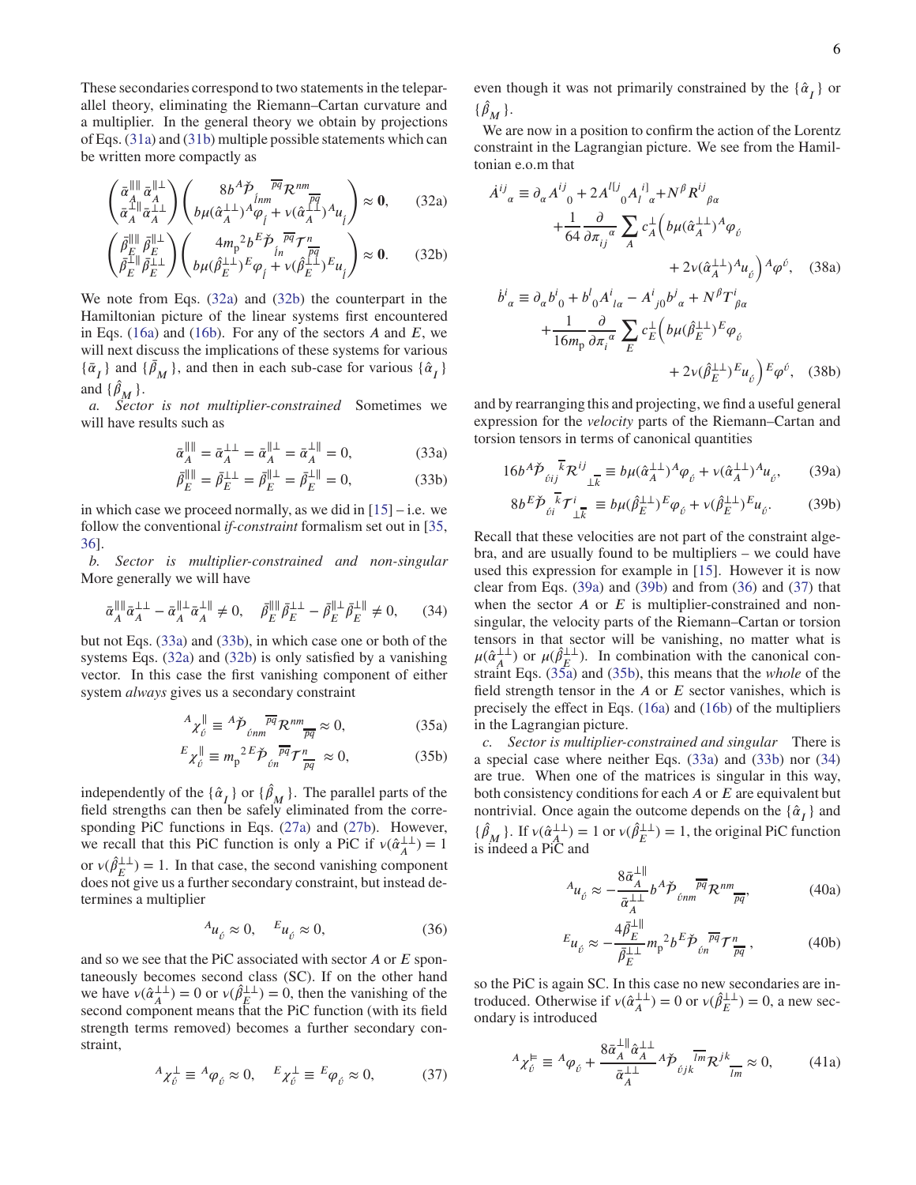These secondaries correspond to two statements in the teleparallel theory, eliminating the Riemann–Cartan curvature and a multiplier. In the general theory we obtain by projections of Eqs. (31a) and (31b) multiple possible statements which can be written more compactly as

$$\begin{pmatrix} \bar{\alpha}_A^{\|\|\|} \bar{\alpha}_A^{\|\perp} \\ \bar{\alpha}_A^{\perp\|} \bar{\alpha}_A^{\perp\perp} \end{pmatrix} \begin{pmatrix} 8b^A\check{\mathcal{P}}_{\acute{\jmath}nm}{}^{\overline{pq}}\mathcal{R}^{nm}{}_{\overline{pq}} \\ b\mu(\hat{\alpha}_A^{\perp\perp})^A\varphi_{\acute{\jmath}} + \nu(\hat{\alpha}_A^{\perp\perp})^A u_{\acute{\jmath}} \end{pmatrix} \approx \mathbf{0}, \qquad (32a)$$

$$\begin{pmatrix} \bar{\beta}_E^{\|\|\|} \bar{\beta}_E^{\|\perp} \\ \bar{\beta}_E^{\perp\|} \bar{\beta}_E^{\perp\perp} \end{pmatrix} \begin{pmatrix} 4m_{\mathrm{p}}{}^2 b^E\check{\mathcal{P}}_{\acute{\jmath}n}{}^{\overline{pq}}\mathcal{T}^n{}_{\overline{pq}} \\ b\mu(\hat{\beta}_E^{\perp\perp})^E\varphi_{\acute{\jmath}} + \nu(\hat{\beta}_E^{\perp\perp})^E u_{\acute{\jmath}} \end{pmatrix} \approx \mathbf{0}. \qquad (32b)$$

We note from Eqs. (32a) and (32b) the counterpart in the Hamiltonian picture of the linear systems first encountered in Eqs. (16a) and (16b). For any of the sectors $A$ and $E$, we will next discuss the implications of these systems for various $\{\bar{\alpha}_I\}$ and $\{\bar{\beta}_M\}$, and then in each sub-case for various $\{\hat{\alpha}_I\}$ and $\{\hat{\beta}_M\}$.

*a. Sector is not multiplier-constrained* Sometimes we will have results such as

$$\bar{\alpha}_A^{\|\|\|} = \bar{\alpha}_A^{\perp\perp} = \bar{\alpha}_A^{\|\perp} = \bar{\alpha}_A^{\perp\|} = 0, \qquad (33a)$$

$$\bar{\beta}_E^{\|\|\|} = \bar{\beta}_E^{\perp\perp} = \bar{\beta}_E^{\|\perp} = \bar{\beta}_E^{\perp\|} = 0, \qquad (33b)$$

in which case we proceed normally, as we did in [15] – i.e. we follow the conventional *if-constraint* formalism set out in [35, 36].

*b. Sector is multiplier-constrained and non-singular* More generally we will have

$$\bar{\alpha}_A^{\|\|\|}\bar{\alpha}_A^{\perp\perp} - \bar{\alpha}_A^{\|\perp}\bar{\alpha}_A^{\perp\|} \neq 0, \quad \bar{\beta}_E^{\|\|\|}\bar{\beta}_E^{\perp\perp} - \bar{\beta}_E^{\|\perp}\bar{\beta}_E^{\perp\|} \neq 0, \qquad (34)$$

but not Eqs. (33a) and (33b), in which case one or both of the systems Eqs. (32a) and (32b) is only satisfied by a vanishing vector. In this case the first vanishing component of either system *always* gives us a secondary constraint

$$^A\chi^{\|}_{\acute{\upsilon}} \equiv {}^A\check{\mathcal{P}}_{\acute{\upsilon}nm}{}^{\overline{pq}}\mathcal{R}^{nm}{}_{\overline{pq}} \approx 0, \qquad (35a)$$

$$^E\chi^{\|}_{\acute{\upsilon}} \equiv m_{\mathrm{p}}{}^2\,{}^E\check{\mathcal{P}}_{\acute{\upsilon}n}{}^{\overline{pq}}\mathcal{T}^n{}_{\overline{pq}} \approx 0, \qquad (35b)$$

independently of the $\{\hat{\alpha}_I\}$ or $\{\hat{\beta}_M\}$. The parallel parts of the field strengths can then be safely eliminated from the corresponding PiC functions in Eqs. (27a) and (27b). However, we recall that this PiC function is only a PiC if $\nu(\hat{\alpha}_A^{\perp\perp}) = 1$ or $\nu(\hat{\beta}_E^{\perp\perp}) = 1$. In that case, the second vanishing component does not give us a further secondary constraint, but instead determines a multiplier

$$^A u_{\acute{\upsilon}} \approx 0, \quad {}^E u_{\acute{\upsilon}} \approx 0, \qquad (36)$$

and so we see that the PiC associated with sector $A$ or $E$ spontaneously becomes second class (SC). If on the other hand we have $\nu(\hat{\alpha}_A^{\perp\perp}) = 0$ or $\nu(\hat{\beta}_E^{\perp\perp}) = 0$, then the vanishing of the second component means that the PiC function (with its field strength terms removed) becomes a further secondary constraint,

$$^A\chi^{\perp}_{\acute{\upsilon}} \equiv {}^A\varphi_{\acute{\upsilon}} \approx 0, \quad {}^E\chi^{\perp}_{\acute{\upsilon}} \equiv {}^E\varphi_{\acute{\upsilon}} \approx 0, \qquad (37)$$

even though it was not primarily constrained by the $\{\hat{\alpha}_I\}$ or $\{\hat{\beta}_M\}$.

We are now in a position to confirm the action of the Lorentz constraint in the Lagrangian picture. We see from the Hamiltonian e.o.m that

$$\begin{aligned} \dot{A}^{ij}{}_\alpha \equiv\; & \partial_\alpha A^{ij}{}_0 + 2A^{l[j}{}_0 A_l{}^{i]}{}_\alpha + N^\beta R^{ij}{}_{\beta\alpha} \\ & + \frac{1}{64}\frac{\partial}{\partial \pi_{ij}{}^\alpha}\sum_A c_A^{\perp}\Big(b\mu(\hat{\alpha}_A^{\perp\perp})^A\varphi_{\acute{\upsilon}} \\ & + 2\nu(\hat{\alpha}_A^{\perp\perp})^A u_{\acute{\upsilon}}\Big)^A\varphi^{\acute{\upsilon}}, \end{aligned} \qquad (38a)$$

$$\begin{aligned} \dot{b}^i{}_\alpha \equiv\; & \partial_\alpha b^i{}_0 + b^l{}_0 A^i{}_{l\alpha} - A^i{}_{j0}b^j{}_\alpha + N^\beta T^i{}_{\beta\alpha} \\ & + \frac{1}{16m_{\mathrm{p}}}\frac{\partial}{\partial \pi_i{}^\alpha}\sum_E c_E^{\perp}\Big(b\mu(\hat{\beta}_E^{\perp\perp})^E\varphi_{\acute{\upsilon}} \\ & + 2\nu(\hat{\beta}_E^{\perp\perp})^E u_{\acute{\upsilon}}\Big)^E\varphi^{\acute{\upsilon}}, \end{aligned} \qquad (38b)$$

and by rearranging this and projecting, we find a useful general expression for the *velocity* parts of the Riemann–Cartan and torsion tensors in terms of canonical quantities

$$16b^A\check{\mathcal{P}}_{\acute{\upsilon}ij}{}^{\overline{k}}\mathcal{R}^{ij}{}_{\perp\overline{k}} \equiv b\mu(\hat{\alpha}_A^{\perp\perp})^A\varphi_{\acute{\upsilon}} + \nu(\hat{\alpha}_A^{\perp\perp})^A u_{\acute{\upsilon}}, \qquad (39a)$$

$$8b^E\check{\mathcal{P}}_{\acute{\upsilon}i}{}^{\overline{k}}\mathcal{T}^i{}_{\perp\overline{k}} \equiv b\mu(\hat{\beta}_E^{\perp\perp})^E\varphi_{\acute{\upsilon}} + \nu(\hat{\beta}_E^{\perp\perp})^E u_{\acute{\upsilon}}. \qquad (39b)$$

Recall that these velocities are not part of the constraint algebra, and are usually found to be multipliers – we could have used this expression for example in [15]. However it is now clear from Eqs. (39a) and (39b) and from (36) and (37) that when the sector $A$ or $E$ is multiplier-constrained and non-singular, the velocity parts of the Riemann–Cartan or torsion tensors in that sector will be vanishing, no matter what is $\mu(\hat{\alpha}_A^{\perp\perp})$ or $\mu(\hat{\beta}_E^{\perp\perp})$. In combination with the canonical constraint Eqs. (35a) and (35b), this means that the *whole* of the field strength tensor in the $A$ or $E$ sector vanishes, which is precisely the effect in Eqs. (16a) and (16b) of the multipliers in the Lagrangian picture.

*c. Sector is multiplier-constrained and singular* There is a special case where neither Eqs. (33a) and (33b) nor (34) are true. When one of the matrices is singular in this way, both consistency conditions for each $A$ or $E$ are equivalent but nontrivial. Once again the outcome depends on the $\{\hat{\alpha}_I\}$ and $\{\hat{\beta}_M\}$. If $\nu(\hat{\alpha}_A^{\perp\perp}) = 1$ or $\nu(\hat{\beta}_E^{\perp\perp}) = 1$, the original PiC function is indeed a PiC and

$$^A u_{\acute{\upsilon}} \approx -\frac{8\bar{\alpha}_A^{\perp\|}}{\bar{\alpha}_A^{\perp\perp}} b^A\check{\mathcal{P}}_{\acute{\upsilon}nm}{}^{\overline{pq}}\mathcal{R}^{nm}{}_{\overline{pq}}, \qquad (40a)$$

$$^E u_{\acute{\upsilon}} \approx -\frac{4\bar{\beta}_E^{\perp\|}}{\bar{\beta}_E^{\perp\perp}} m_{\mathrm{p}}{}^2 b^E\check{\mathcal{P}}_{\acute{\upsilon}n}{}^{\overline{pq}}\mathcal{T}^n{}_{\overline{pq}}, \qquad (40b)$$

so the PiC is again SC. In this case no new secondaries are introduced. Otherwise if $\nu(\hat{\alpha}_A^{\perp\perp}) = 0$ or $\nu(\hat{\beta}_E^{\perp\perp}) = 0$, a new secondary is introduced

$$^A\chi^{\vDash}_{\acute{\upsilon}} \equiv {}^A\varphi_{\acute{\upsilon}} + \frac{8\bar{\alpha}_A^{\perp\|}\hat{\alpha}_A^{\perp\perp}}{\bar{\alpha}_A^{\perp\perp}}{}^A\check{\mathcal{P}}_{\acute{\upsilon}jk}{}^{\overline{lm}}\mathcal{R}^{jk}{}_{\overline{lm}} \approx 0, \qquad (41a)$$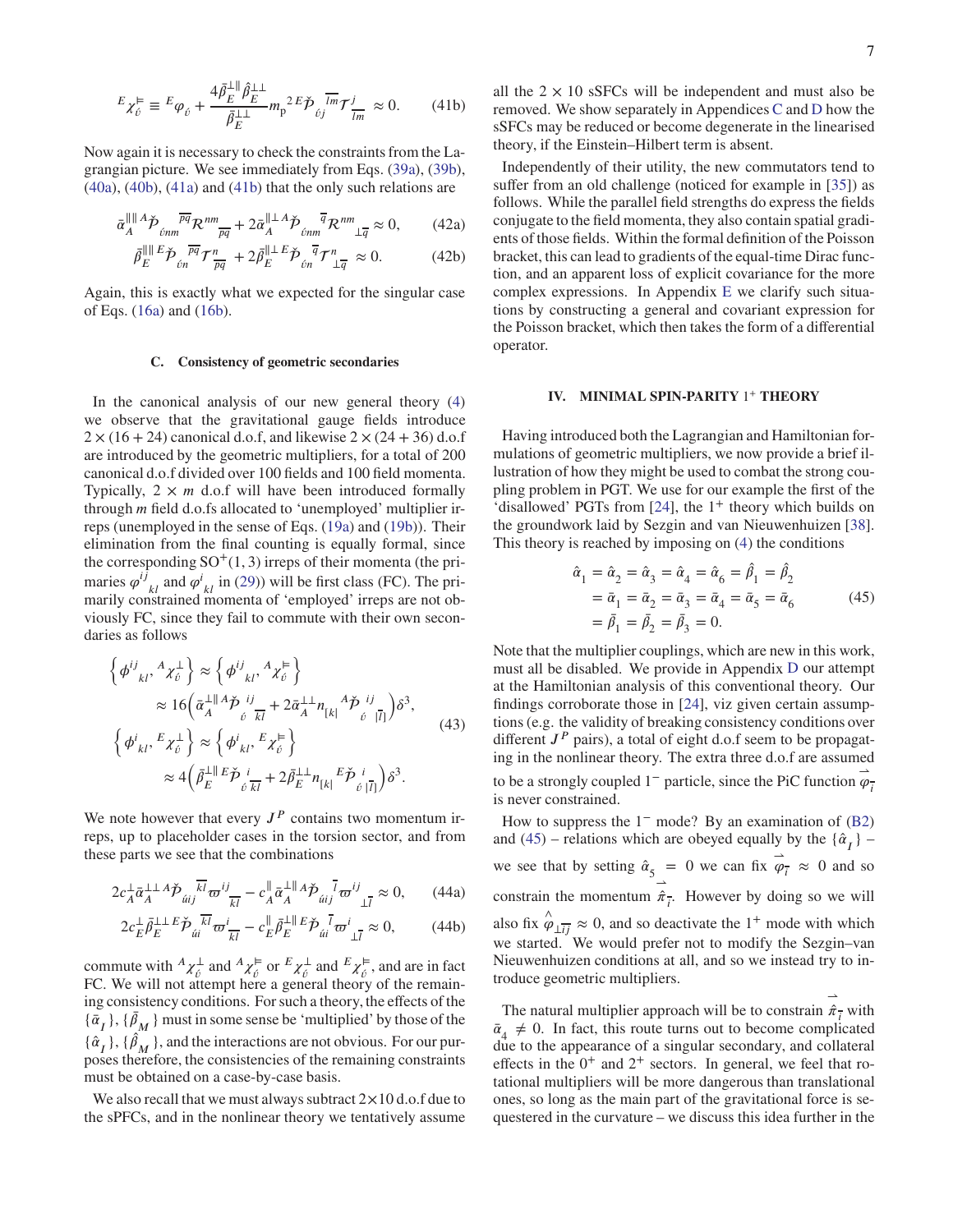$$
{}^{E}\chi_{\acute{v}}^{\vDash} \equiv {}^{E}\varphi_{\acute{v}} + \frac{4\bar{\beta}_{E}^{\perp\parallel}\hat{\beta}_{E}^{\perp\perp}}{\bar{\beta}_{E}^{\perp\perp}} m_{\mathrm{p}}{}^{2}\,{}^{E}\check{\mathcal{P}}_{\acute{v}j}{}^{\overline{lm}}\mathcal{T}^{j}{}_{\overline{lm}} \approx 0. \tag{41b}
$$

Now again it is necessary to check the constraints from the Lagrangian picture. We see immediately from Eqs. (39a), (39b), (40a), (40b), (41a) and (41b) that the only such relations are

$$
\bar{\alpha}_{A}^{\parallel\parallel}{}^{A}\check{\mathcal{P}}_{\acute{v}nm}{}^{\overline{pq}}\mathcal{R}^{nm}{}_{\overline{pq}} + 2\bar{\alpha}_{A}^{\parallel\perp}{}^{A}\check{\mathcal{P}}_{\acute{v}nm}{}^{\overline{q}}\mathcal{R}^{nm}{}_{\perp\overline{q}} \approx 0, \tag{42a}
$$

$$
\bar{\beta}_{E}^{\parallel\parallel}{}^{E}\check{\mathcal{P}}_{\acute{v}n}{}^{\overline{pq}}\mathcal{T}^{n}{}_{\overline{pq}} + 2\bar{\beta}_{E}^{\parallel\perp}{}^{E}\check{\mathcal{P}}_{\acute{v}n}{}^{\overline{q}}\mathcal{T}^{n}{}_{\perp\overline{q}} \approx 0. \tag{42b}
$$

Again, this is exactly what we expected for the singular case of Eqs. (16a) and (16b).

### C. Consistency of geometric secondaries

In the canonical analysis of our new general theory (4) we observe that the gravitational gauge fields introduce $2 \times (16 + 24)$ canonical d.o.f, and likewise $2 \times (24 + 36)$ d.o.f are introduced by the geometric multipliers, for a total of 200 canonical d.o.f divided over 100 fields and 100 field momenta. Typically, $2 \times m$ d.o.f will have been introduced formally through $m$ field d.o.fs allocated to 'unemployed' multiplier irreps (unemployed in the sense of Eqs. (19a) and (19b)). Their elimination from the final counting is equally formal, since the corresponding $\mathrm{SO}^{+}(1,3)$ irreps of their momenta (the primaries $\varphi^{ij}{}_{kl}$ and $\varphi^{i}{}_{kl}$ in (29)) will be first class (FC). The primarily constrained momenta of 'employed' irreps are not obviously FC, since they fail to commute with their own secondaries as follows

$$
\begin{aligned}
\left\{\phi^{ij}{}_{kl}, {}^{A}\chi_{\acute{v}}^{\perp}\right\} &\approx \left\{\phi^{ij}{}_{kl}, {}^{A}\chi_{\acute{v}}^{\vDash}\right\} \\
&\approx 16\Big(\bar{\alpha}_{A}^{\perp\parallel}{}^{A}\check{\mathcal{P}}_{\acute{v}}{}^{ij}{}_{\overline{kl}} + 2\bar{\alpha}_{A}^{\perp\perp} n_{[k|}{}^{A}\check{\mathcal{P}}_{\acute{v}}{}^{ij}{}_{|\overline{l}]}\Big)\delta^{3}, \\
\left\{\phi^{i}{}_{kl}, {}^{E}\chi_{\acute{v}}^{\perp}\right\} &\approx \left\{\phi^{i}{}_{kl}, {}^{E}\chi_{\acute{v}}^{\vDash}\right\} \\
&\approx 4\Big(\bar{\beta}_{E}^{\perp\parallel}{}^{E}\check{\mathcal{P}}_{\acute{v}}{}^{i}{}_{\overline{kl}} + 2\bar{\beta}_{E}^{\perp\perp} n_{[k|}{}^{E}\check{\mathcal{P}}_{\acute{v}}{}^{i}{}_{|\overline{l}]}\Big)\delta^{3}.
\end{aligned} \tag{43}
$$

We note however that every $J^{P}$ contains two momentum irreps, up to placeholder cases in the torsion sector, and from these parts we see that the combinations

$$
2c_{A}^{\perp}\bar{\alpha}_{A}^{\perp\perp}{}^{A}\check{\mathcal{P}}_{\acute{u}ij}{}^{\overline{kl}}\varpi^{ij}{}_{\overline{kl}} - c_{A}^{\parallel}\bar{\alpha}_{A}^{\perp\parallel}{}^{A}\check{\mathcal{P}}_{\acute{u}ij}{}^{\overline{l}}\varpi^{ij}{}_{\perp\overline{l}} \approx 0, \tag{44a}
$$

$$
2c_{E}^{\perp}\bar{\beta}_{E}^{\perp\perp}{}^{E}\check{\mathcal{P}}_{\acute{u}i}{}^{\overline{kl}}\varpi^{i}{}_{\overline{kl}} - c_{E}^{\parallel}\bar{\beta}_{E}^{\perp\parallel}{}^{E}\check{\mathcal{P}}_{\acute{u}i}{}^{\overline{l}}\varpi^{i}{}_{\perp\overline{l}} \approx 0, \tag{44b}
$$

commute with ${}^{A}\chi_{\acute{v}}^{\perp}$ and ${}^{A}\chi_{\acute{v}}^{\vDash}$ or ${}^{E}\chi_{\acute{v}}^{\perp}$ and ${}^{E}\chi_{\acute{v}}^{\vDash}$, and are in fact FC. We will not attempt here a general theory of the remaining consistency conditions. For such a theory, the effects of the $\{\bar{\alpha}_{I}\}$, $\{\bar{\beta}_{M}\}$ must in some sense be 'multiplied' by those of the $\{\hat{\alpha}_{I}\}$, $\{\hat{\beta}_{M}\}$, and the interactions are not obvious. For our purposes therefore, the consistencies of the remaining constraints must be obtained on a case-by-case basis.

We also recall that we must always subtract $2\times10$ d.o.f due to the sPFCs, and in the nonlinear theory we tentatively assume all the $2 \times 10$ sSFCs will be independent and must also be removed. We show separately in Appendices C and D how the sSFCs may be reduced or become degenerate in the linearised theory, if the Einstein–Hilbert term is absent.

Independently of their utility, the new commutators tend to suffer from an old challenge (noticed for example in [35]) as follows. While the parallel field strengths do express the fields conjugate to the field momenta, they also contain spatial gradients of those fields. Within the formal definition of the Poisson bracket, this can lead to gradients of the equal-time Dirac function, and an apparent loss of explicit covariance for the more complex expressions. In Appendix E we clarify such situations by constructing a general and covariant expression for the Poisson bracket, which then takes the form of a differential operator.

## IV. MINIMAL SPIN-PARITY $1^{+}$ THEORY

Having introduced both the Lagrangian and Hamiltonian formulations of geometric multipliers, we now provide a brief illustration of how they might be used to combat the strong coupling problem in PGT. We use for our example the first of the 'disallowed' PGTs from [24], the $1^{+}$ theory which builds on the groundwork laid by Sezgin and van Nieuwenhuizen [38]. This theory is reached by imposing on (4) the conditions

$$
\begin{aligned}
\hat{\alpha}_{1} = \hat{\alpha}_{2} = \hat{\alpha}_{3} = \hat{\alpha}_{4} = \hat{\alpha}_{6} = \hat{\beta}_{1} = \hat{\beta}_{2} \\
= \bar{\alpha}_{1} = \bar{\alpha}_{2} = \bar{\alpha}_{3} = \bar{\alpha}_{4} = \bar{\alpha}_{5} = \bar{\alpha}_{6} \\
= \bar{\beta}_{1} = \bar{\beta}_{2} = \bar{\beta}_{3} = 0.
\end{aligned} \tag{45}
$$

Note that the multiplier couplings, which are new in this work, must all be disabled. We provide in Appendix D our attempt at the Hamiltonian analysis of this conventional theory. Our findings corroborate those in [24], viz given certain assumptions (e.g. the validity of breaking consistency conditions over different $J^{P}$ pairs), a total of eight d.o.f seem to be propagating in the nonlinear theory. The extra three d.o.f are assumed to be a strongly coupled $1^{-}$ particle, since the PiC function $\vec{\varphi}_{\overline{l}}$ is never constrained.

How to suppress the $1^{-}$ mode? By an examination of (B2) and (45) – relations which are obeyed equally by the $\{\hat{\alpha}_{I}\}$ – we see that by setting $\hat{\alpha}_{5} = 0$ we can fix $\vec{\varphi}_{\overline{l}} \approx 0$ and so constrain the momentum $\vec{\hat{\pi}}_{\overline{l}}$. However by doing so we will also fix $\overset{\wedge}{\varphi}_{\perp\overline{lj}} \approx 0$, and so deactivate the $1^{+}$ mode with which we started. We would prefer not to modify the Sezgin–van Nieuwenhuizen conditions at all, and so we instead try to introduce geometric multipliers.

The natural multiplier approach will be to constrain $\vec{\hat{\pi}}_{\overline{l}}$ with $\bar{\alpha}_{4} \neq 0$. In fact, this route turns out to become complicated due to the appearance of a singular secondary, and collateral effects in the $0^{+}$ and $2^{+}$ sectors. In general, we feel that rotational multipliers will be more dangerous than translational ones, so long as the main part of the gravitational force is sequestered in the curvature – we discuss this idea further in the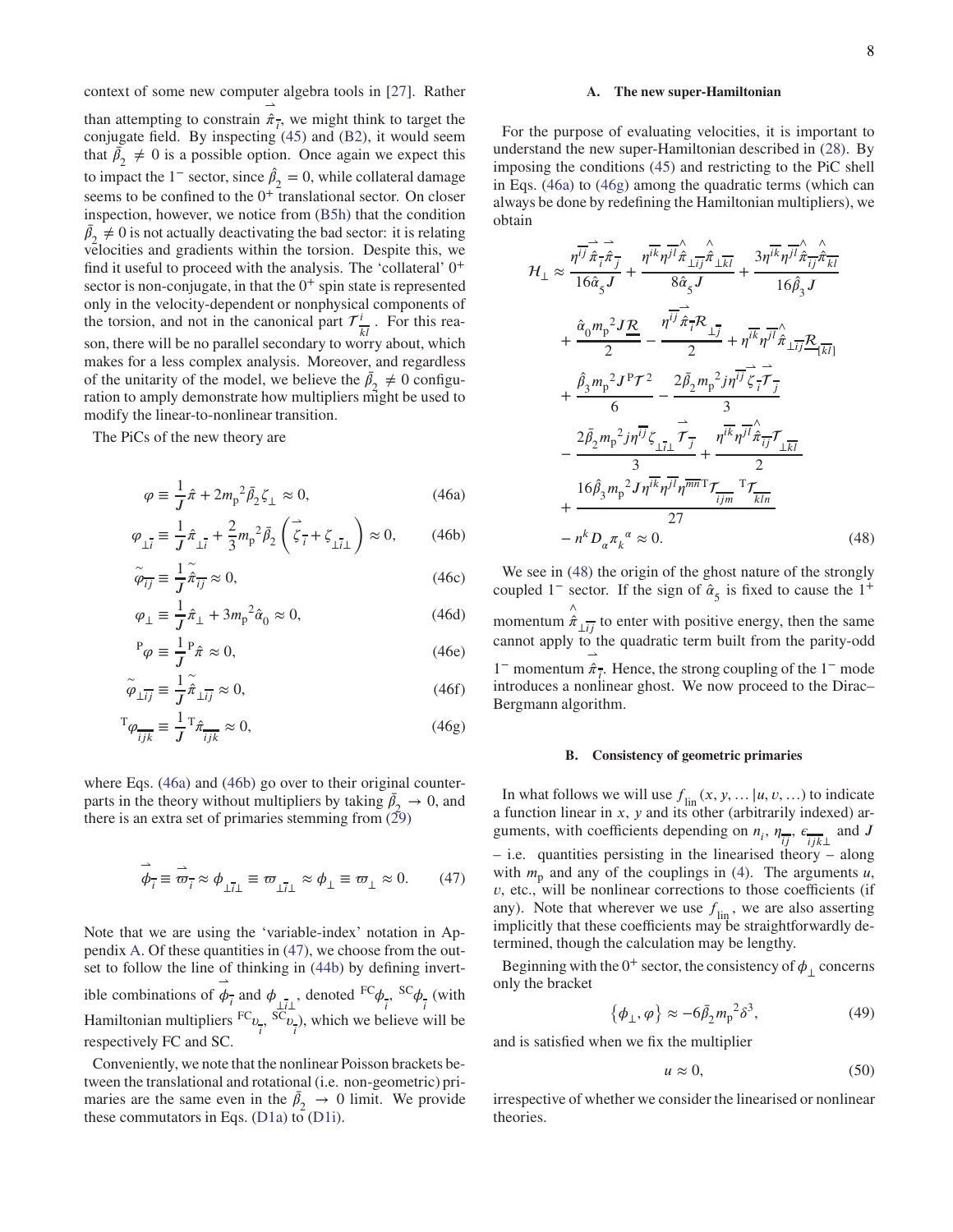context of some new computer algebra tools in [27]. Rather than attempting to constrain $\vec{\hat{\pi}}_{\bar{i}}$, we might think to target the conjugate field. By inspecting (45) and (B2), it would seem that $\bar{\beta}_2 \neq 0$ is a possible option. Once again we expect this to impact the $1^-$ sector, since $\hat{\beta}_2 = 0$, while collateral damage seems to be confined to the $0^+$ translational sector. On closer inspection, however, we notice from (B5h) that the condition $\bar{\beta}_2 \neq 0$ is not actually deactivating the bad sector: it is relating velocities and gradients within the torsion. Despite this, we find it useful to proceed with the analysis. The 'collateral' $0^+$ sector is non-conjugate, in that the $0^+$ spin state is represented only in the velocity-dependent or nonphysical components of the torsion, and not in the canonical part $\mathcal{T}^{i}_{\ \overline{kl}}$. For this reason, there will be no parallel secondary to worry about, which makes for a less complex analysis. Moreover, and regardless of the unitarity of the model, we believe the $\bar{\beta}_2 \neq 0$ configuration to amply demonstrate how multipliers might be used to modify the linear-to-nonlinear transition.

The PiCs of the new theory are

$$\varphi \equiv \frac{1}{J}\hat{\pi} + 2{m_{\rm p}}^2\bar{\beta}_2\zeta_{\perp} \approx 0, \tag{46a}$$

$$\varphi_{\perp\bar{i}} \equiv \frac{1}{J}\hat{\pi}_{\perp\bar{i}} + \frac{2}{3}{m_{\rm p}}^2\bar{\beta}_2\left(\vec{\zeta}_{\bar{i}} + \zeta_{\perp\bar{i}\perp}\right) \approx 0, \tag{46b}$$

$$\tilde{\varphi}_{\overline{ij}} \equiv \frac{1}{J}\tilde{\hat{\pi}}_{\overline{ij}} \approx 0, \tag{46c}$$

$$\varphi_{\perp} \equiv \frac{1}{J}\hat{\pi}_{\perp} + 3{m_{\rm p}}^2\hat{\alpha}_0 \approx 0, \tag{46d}$$

$${}^{\rm P}\varphi \equiv \frac{1}{J}{}^{\rm P}\hat{\pi} \approx 0, \tag{46e}$$

$$\tilde{\varphi}_{\perp\overline{ij}} \equiv \frac{1}{J}\tilde{\hat{\pi}}_{\perp\overline{ij}} \approx 0, \tag{46f}$$

$${}^{\rm T}\varphi_{\overline{ijk}} \equiv \frac{1}{J}{}^{\rm T}\hat{\pi}_{\overline{ijk}} \approx 0, \tag{46g}$$

where Eqs. (46a) and (46b) go over to their original counterparts in the theory without multipliers by taking $\bar{\beta}_2 \to 0$, and there is an extra set of primaries stemming from (29)

$$\vec{\phi}_{\bar{i}} \equiv \vec{\varpi}_{\bar{i}} \approx \phi_{\perp\bar{i}\perp} \equiv \varpi_{\perp\bar{i}\perp} \approx \phi_{\perp} \equiv \varpi_{\perp} \approx 0. \tag{47}$$

Note that we are using the 'variable-index' notation in Appendix A. Of these quantities in (47), we choose from the outset to follow the line of thinking in (44b) by defining invertible combinations of $\vec{\phi}_{\bar{i}}$ and $\phi_{\perp\bar{i}\perp}$, denoted ${}^{\rm FC}\phi_{\bar{i}}$, ${}^{\rm SC}\phi_{\bar{i}}$ (with Hamiltonian multipliers ${}^{\rm FC}\upsilon_{\bar{i}}$, ${}^{\rm SC}\upsilon_{\bar{i}}$), which we believe will be respectively FC and SC.

Conveniently, we note that the nonlinear Poisson brackets between the translational and rotational (i.e. non-geometric) primaries are the same even in the $\bar{\beta}_2 \to 0$ limit. We provide these commutators in Eqs. (D1a) to (D1i).

### A. The new super-Hamiltonian

For the purpose of evaluating velocities, it is important to understand the new super-Hamiltonian described in (28). By imposing the conditions (45) and restricting to the PiC shell in Eqs. (46a) to (46g) among the quadratic terms (which can always be done by redefining the Hamiltonian multipliers), we obtain

$$\begin{aligned}
\mathcal{H}_{\perp} \approx\; & \frac{\eta^{\overline{ij}}\vec{\hat{\pi}}_{\bar{i}}\vec{\hat{\pi}}_{\bar{j}}}{16\hat{\alpha}_5 J} + \frac{\eta^{\overline{ik}}\eta^{\overline{jl}}\hat{\pi}_{\perp\overline{ij}}\hat{\pi}_{\perp\overline{kl}}}{8\hat{\alpha}_5 J} + \frac{3\eta^{\overline{ik}}\eta^{\overline{jl}}\hat{\pi}_{\overline{ij}}\hat{\pi}_{\overline{kl}}}{16\hat{\beta}_3 J} \\
& + \frac{\hat{\alpha}_0{m_{\rm p}}^2 J\underline{\mathcal{R}}}{2} - \frac{\eta^{\overline{ij}}\vec{\hat{\pi}}_{\bar{i}}\mathcal{R}_{\perp\bar{j}}}{2} + \eta^{\overline{ik}}\eta^{\overline{jl}}\hat{\pi}_{\perp\overline{ij}}\mathcal{R}_{[\overline{kl}]} \\
& + \frac{\hat{\beta}_3{m_{\rm p}}^2 J\,{}^{\rm P}\mathcal{T}^2}{6} - \frac{2\bar{\beta}_2{m_{\rm p}}^2 j\eta^{\overline{ij}}\vec{\zeta}_{\bar{i}}\vec{\mathcal{T}}_{\bar{j}}}{3} \\
& - \frac{2\bar{\beta}_2{m_{\rm p}}^2 j\eta^{\overline{ij}}\zeta_{\perp\bar{i}\perp}\vec{\mathcal{T}}_{\bar{j}}}{3} + \frac{\eta^{\overline{ik}}\eta^{\overline{jl}}\hat{\pi}_{\overline{ij}}\mathcal{T}_{\perp\overline{kl}}}{2} \\
& + \frac{16\hat{\beta}_3{m_{\rm p}}^2 J\eta^{\overline{ik}}\eta^{\overline{jl}}\eta^{\overline{mn}}{}^{\rm T}\mathcal{T}_{\overline{ijm}}{}^{\rm T}\mathcal{T}_{\overline{kln}}}{27} \\
& - n^k D_\alpha \pi_k{}^\alpha \approx 0.
\end{aligned} \tag{48}$$

We see in (48) the origin of the ghost nature of the strongly coupled $1^-$ sector. If the sign of $\hat{\alpha}_5$ is fixed to cause the $1^+$ momentum $\hat{\pi}_{\perp\overline{ij}}$ to enter with positive energy, then the same cannot apply to the quadratic term built from the parity-odd $1^-$ momentum $\vec{\hat{\pi}}_{\bar{i}}$. Hence, the strong coupling of the $1^-$ mode introduces a nonlinear ghost. We now proceed to the Dirac–Bergmann algorithm.

### B. Consistency of geometric primaries

In what follows we will use $f_{\rm lin}(x, y, \ldots|u, v, \ldots)$ to indicate a function linear in $x$, $y$ and its other (arbitrarily indexed) arguments, with coefficients depending on $n_i$, $\eta_{\overline{ij}}$, $\epsilon_{\overline{ijk}\perp}$ and $J$ – i.e. quantities persisting in the linearised theory – along with $m_{\rm p}$ and any of the couplings in (4). The arguments $u$, $v$, etc., will be nonlinear corrections to those coefficients (if any). Note that wherever we use $f_{\rm lin}$, we are also asserting implicitly that these coefficients may be straightforwardly determined, though the calculation may be lengthy.

Beginning with the $0^+$ sector, the consistency of $\phi_{\perp}$ concerns only the bracket

$$\{\phi_{\perp}, \varphi\} \approx -6\bar{\beta}_2{m_{\rm p}}^2\delta^3, \tag{49}$$

and is satisfied when we fix the multiplier

$$u \approx 0, \tag{50}$$

irrespective of whether we consider the linearised or nonlinear theories.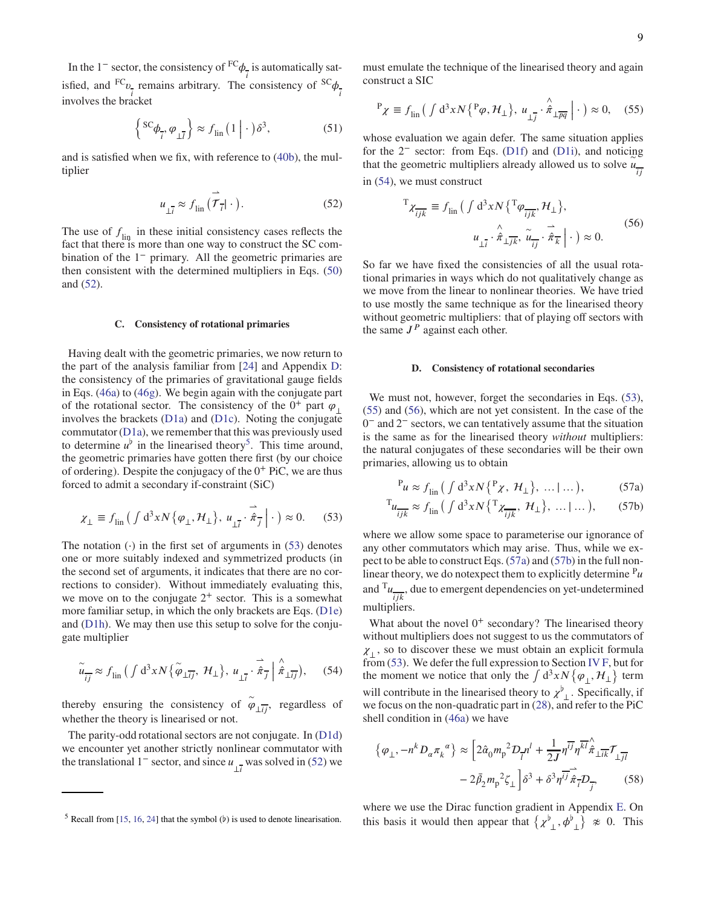In the $1^-$ sector, the consistency of ${}^{\text{FC}}\phi_{\overline{i}}$ is automatically satisfied, and ${}^{\text{FC}}\upsilon_{\overline{i}}$ remains arbitrary. The consistency of ${}^{\text{SC}}\phi_{\overline{i}}$ involves the bracket

$$\left\{ {}^{\text{SC}}\phi_{\overline{i}}, \varphi_{\perp\overline{l}} \right\} \approx f_{\text{lin}}\left( 1 \,\middle|\, \cdot \right)\delta^3, \tag{51}$$

and is satisfied when we fix, with reference to (40b), the multiplier

$$u_{\perp\overline{i}} \approx f_{\text{lin}}\left( \overrightarrow{\mathcal{T}}_{\overline{i}} \middle| \cdot \right). \tag{52}$$

The use of $f_{\text{lin}}$ in these initial consistency cases reflects the fact that there is more than one way to construct the SC combination of the $1^-$ primary. All the geometric primaries are then consistent with the determined multipliers in Eqs. (50) and (52).

### C. Consistency of rotational primaries

Having dealt with the geometric primaries, we now return to the part of the analysis familiar from [24] and Appendix D: the consistency of the primaries of gravitational gauge fields in Eqs. (46a) to (46g). We begin again with the conjugate part of the rotational sector. The consistency of the $0^+$ part $\varphi_{\perp}$ involves the brackets (D1a) and (D1c). Noting the conjugate commutator (D1a), we remember that this was previously used to determine $u^{\flat}$ in the linearised theory[5]. This time around, the geometric primaries have gotten there first (by our choice of ordering). Despite the conjugacy of the $0^+$ PiC, we are thus forced to admit a secondary if-constraint (SiC)

$$\chi_{\perp} \equiv f_{\text{lin}}\left( \textstyle\int \mathrm{d}^3x N \left\{ \varphi_{\perp}, \mathcal{H}_{\perp} \right\},\, u_{\perp\overline{i}} \cdot \overrightarrow{\hat{\pi}}_{\overline{j}} \,\middle|\, \cdot \right) \approx 0. \tag{53}$$

The notation $(\cdot)$ in the first set of arguments in (53) denotes one or more suitably indexed and symmetrized products (in the second set of arguments, it indicates that there are no corrections to consider). Without immediately evaluating this, we move on to the conjugate $2^+$ sector. This is a somewhat more familiar setup, in which the only brackets are Eqs. (D1e) and (D1h). We may then use this setup to solve for the conjugate multiplier

$$\tilde{u}_{\overline{ij}} \approx f_{\text{lin}}\left( \textstyle\int \mathrm{d}^3x N \left\{ \tilde{\varphi}_{\perp\overline{ij}},\, \mathcal{H}_{\perp} \right\},\, u_{\perp\overline{i}} \cdot \overrightarrow{\hat{\pi}}_{\overline{j}} \,\middle|\, \hat{\hat{\pi}}_{\perp\overline{ij}} \right), \tag{54}$$

thereby ensuring the consistency of $\tilde{\varphi}_{\perp\overline{ij}}$, regardless of whether the theory is linearised or not.

The parity-odd rotational sectors are not conjugate. In (D1d) we encounter yet another strictly nonlinear commutator with the translational $1^-$ sector, and since $u_{\perp\overline{i}}$ was solved in (52) we must emulate the technique of the linearised theory and again construct a SIC

$$^{\text{P}}\chi \equiv f_{\text{lin}}\left( \textstyle\int \mathrm{d}^3x N \left\{ {}^{\text{P}}\varphi, \mathcal{H}_{\perp} \right\},\, u_{\perp\overline{j}} \cdot \hat{\hat{\pi}}_{\perp\overline{pq}} \,\middle|\, \cdot \right) \approx 0, \tag{55}$$

whose evaluation we again defer. The same situation applies for the $2^-$ sector: from Eqs. (D1f) and (D1i), and noticing that the geometric multipliers already allowed us to solve $\tilde{u}_{\overline{ij}}$ in (54), we must construct

$$\begin{aligned} {}^{\text{T}}\chi_{\overline{ijk}} \equiv f_{\text{lin}}\Big( \textstyle\int \mathrm{d}^3x N \left\{ {}^{\text{T}}\varphi_{\overline{ijk}}, \mathcal{H}_{\perp} \right\}, \\ u_{\perp\overline{i}} \cdot \hat{\hat{\pi}}_{\perp\overline{jk}},\, \tilde{u}_{\overline{ij}} \cdot \overrightarrow{\hat{\pi}}_{\overline{k}} \,\Big|\, \cdot \Big) \approx 0. \end{aligned} \tag{56}$$

So far we have fixed the consistencies of all the usual rotational primaries in ways which do not qualitatively change as we move from the linear to nonlinear theories. We have tried to use mostly the same technique as for the linearised theory without geometric multipliers: that of playing off sectors with the same $J^P$ against each other.

### D. Consistency of rotational secondaries

We must not, however, forget the secondaries in Eqs. (53), (55) and (56), which are not yet consistent. In the case of the $0^-$ and $2^-$ sectors, we can tentatively assume that the situation is the same as for the linearised theory *without* multipliers: the natural conjugates of these secondaries will be their own primaries, allowing us to obtain

$${}^{\text{P}}u \approx f_{\text{lin}}\left( \textstyle\int \mathrm{d}^3x N \left\{ {}^{\text{P}}\chi,\, \mathcal{H}_{\perp} \right\},\, \dots \middle| \dots \right), \tag{57a}$$

$${}^{\text{T}}u_{\overline{ijk}} \approx f_{\text{lin}}\left( \textstyle\int \mathrm{d}^3x N \left\{ {}^{\text{T}}\chi_{\overline{ijk}},\, \mathcal{H}_{\perp} \right\},\, \dots \middle| \dots \right), \tag{57b}$$

where we allow some space to parameterise our ignorance of any other commutators which may arise. Thus, while we expect to be able to construct Eqs. (57a) and (57b) in the full nonlinear theory, we do notexpect them to explicitly determine ${}^{\text{P}}u$ and ${}^{\text{T}}u_{\overline{ijk}}$, due to emergent dependencies on yet-undetermined multipliers.

What about the novel $0^+$ secondary? The linearised theory without multipliers does not suggest to us the commutators of $\chi_{\perp}$, so to discover these we must obtain an explicit formula from (53). We defer the full expression to Section IV F, but for the moment we notice that only the $\int \mathrm{d}^3x N \left\{ \varphi_{\perp}, \mathcal{H}_{\perp} \right\}$ term will contribute in the linearised theory to $\chi^{\flat}_{\perp}$. Specifically, if we focus on the non-quadratic part in (28), and refer to the PiC shell condition in (46a) we have

$$\begin{aligned} \left\{ \varphi_{\perp}, -n^k D_{\alpha} \pi_k{}^{\alpha} \right\} \approx \Big[ & 2\hat{\alpha}_0 m_{\text{p}}{}^2 \mathcal{D}_{\overline{l}} n^l + \frac{1}{2J} \eta^{\overline{ij}} \eta^{\overline{kl}} \hat{\hat{\pi}}_{\perp\overline{ik}} \mathcal{T}_{\perp\overline{jl}} \\ & - 2\bar{\beta}_2 m_{\text{p}}{}^2 \zeta_{\perp} \Big] \delta^3 + \delta^3 \eta^{\overline{ij}} \overrightarrow{\hat{\pi}}_{\overline{i}} \mathcal{D}_{\overline{j}}, \end{aligned} \tag{58}$$

where we use the Dirac function gradient in Appendix E. On this basis it would then appear that $\left\{ \chi^{\flat}_{\perp}, \phi^{\flat}_{\perp} \right\} \not\approx 0$. This

---

[5] Recall from [15, 16, 24] that the symbol ($\flat$) is used to denote linearisation.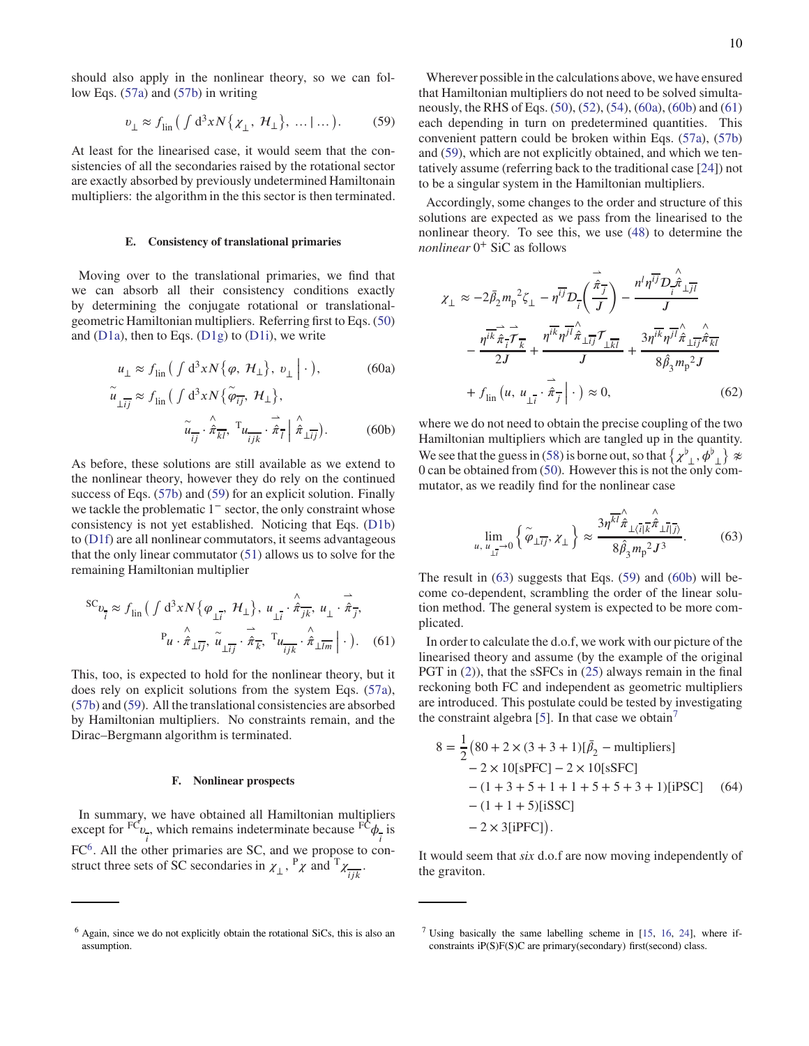should also apply in the nonlinear theory, so we can follow Eqs. (57a) and (57b) in writing

$$
\upsilon_{\perp} \approx f_{\text{lin}}\left( \int \mathrm{d}^3 x N \{ \chi_{\perp},\, \mathcal{H}_{\perp} \},\, \dots \middle| \dots \right). \tag{59}
$$

At least for the linearised case, it would seem that the consistencies of all the secondaries raised by the rotational sector are exactly absorbed by previously undetermined Hamiltonain multipliers: the algorithm in the this sector is then terminated.

### E. Consistency of translational primaries

Moving over to the translational primaries, we find that we can absorb all their consistency conditions exactly by determining the conjugate rotational or translational-geometric Hamiltonian multipliers. Referring first to Eqs. (50) and (D1a), then to Eqs. (D1g) to (D1i), we write

$$
u_{\perp} \approx f_{\text{lin}}\left( \int \mathrm{d}^3 x N \{ \varphi,\, \mathcal{H}_{\perp} \},\, \upsilon_{\perp} \middle| \cdot \right), \tag{60a}
$$

$$
\tilde{u}_{\perp\overline{ij}} \approx f_{\text{lin}}\left( \int \mathrm{d}^3 x N \{ \tilde{\varphi}_{\overline{ij}},\, \mathcal{H}_{\perp} \},\; \tilde{u}_{\overline{ij}} \cdot \hat{\hat{\pi}}_{\overline{kl}},\; {}^{\mathrm{T}}u_{\overline{ijk}} \cdot \vec{\hat{\pi}}_{\overline{l}} \middle| \hat{\hat{\pi}}_{\perp\overline{ij}} \right). \tag{60b}
$$

As before, these solutions are still available as we extend to the nonlinear theory, however they do rely on the continued success of Eqs. (57b) and (59) for an explicit solution. Finally we tackle the problematic $1^-$ sector, the only constraint whose consistency is not yet established. Noticing that Eqs. (D1b) to (D1f) are all nonlinear commutators, it seems advantageous that the only linear commutator (51) allows us to solve for the remaining Hamiltonian multiplier

$$
{}^{\mathrm{SC}}\upsilon_{\overline{i}} \approx f_{\text{lin}}\Big( \int \mathrm{d}^3 x N \{ \varphi_{\perp\overline{i}},\, \mathcal{H}_{\perp} \},\; u_{\perp\overline{i}} \cdot \hat{\hat{\pi}}_{\overline{jk}},\; u_{\perp} \cdot \vec{\hat{\pi}}_{\overline{j}},\; {}^{\mathrm{P}}u \cdot \hat{\hat{\pi}}_{\perp\overline{ij}},\; \tilde{u}_{\perp\overline{ij}} \cdot \vec{\hat{\pi}}_{\overline{k}},\; {}^{\mathrm{T}}u_{\overline{ijk}} \cdot \hat{\hat{\pi}}_{\perp\overline{lm}} \Big| \cdot \Big). \tag{61}
$$

This, too, is expected to hold for the nonlinear theory, but it does rely on explicit solutions from the system Eqs. (57a), (57b) and (59). All the translational consistencies are absorbed by Hamiltonian multipliers. No constraints remain, and the Dirac–Bergmann algorithm is terminated.

### F. Nonlinear prospects

In summary, we have obtained all Hamiltonian multipliers except for ${}^{\mathrm{FC}}\upsilon_{\overline{i}}$, which remains indeterminate because ${}^{\mathrm{FC}}\phi_{\overline{i}}$ is FC[6]. All the other primaries are SC, and we propose to construct three sets of SC secondaries in $\chi_{\perp}$, ${}^{\mathrm{P}}\chi$ and ${}^{\mathrm{T}}\chi_{\overline{ijk}}$.

Wherever possible in the calculations above, we have ensured that Hamiltonian multipliers do not need to be solved simultaneously, the RHS of Eqs. (50), (52), (54), (60a), (60b) and (61) each depending in turn on predetermined quantities. This convenient pattern could be broken within Eqs. (57a), (57b) and (59), which are not explicitly obtained, and which we tentatively assume (referring back to the traditional case [24]) not to be a singular system in the Hamiltonian multipliers.

Accordingly, some changes to the order and structure of this solutions are expected as we pass from the linearised to the nonlinear theory. To see this, we use (48) to determine the *nonlinear* $0^+$ SiC as follows

$$
\begin{aligned}
\chi_{\perp} \approx & -2\bar{\beta}_2 m_{\mathrm{p}}{}^2 \zeta_{\perp} - \eta^{\overline{ij}} \mathcal{D}_{\overline{i}}\left( \frac{\vec{\hat{\pi}}_{\overline{j}}}{J} \right) - \frac{n^l \eta^{\overline{ij}} \mathcal{D}_{\overline{i}} \hat{\hat{\pi}}_{\perp\overline{jl}}}{J} \\
& - \frac{\eta^{\overline{ik}} \vec{\hat{\pi}}_{\overline{i}} \vec{\mathcal{T}}_{\overline{k}}}{2J} + \frac{\eta^{\overline{ik}} \eta^{\overline{jl}} \hat{\hat{\pi}}_{\perp\overline{ij}} \mathcal{T}_{\perp\overline{kl}}}{J} + \frac{3\eta^{\overline{ik}} \eta^{\overline{jl}} \hat{\hat{\pi}}_{\perp\overline{ij}} \hat{\hat{\pi}}_{\overline{kl}}}{8\hat{\beta}_3 m_{\mathrm{p}}{}^2 J} \\
& + f_{\text{lin}}\left( u,\, u_{\perp\overline{i}} \cdot \vec{\hat{\pi}}_{\overline{j}} \middle| \cdot \right) \approx 0,
\end{aligned} \tag{62}
$$

where we do not need to obtain the precise coupling of the two Hamiltonian multipliers which are tangled up in the quantity. We see that the guess in (58) is borne out, so that $\{ \chi^{\flat}{}_{\perp}, \phi^{\flat}{}_{\perp} \} \not\approx 0$ can be obtained from (50). However this is not the only commutator, as we readily find for the nonlinear case

$$
\lim_{u,\, u_{\perp\overline{i}} \to 0} \left\{ \tilde{\varphi}_{\perp\overline{ij}},\, \chi_{\perp} \right\} \approx \frac{3\eta^{\overline{kl}} \hat{\hat{\pi}}_{\perp\langle\overline{i}|\overline{k}} \hat{\hat{\pi}}_{\perp\overline{l}|\overline{j}\rangle}}{8\hat{\beta}_3 m_{\mathrm{p}}{}^2 J^3}. \tag{63}
$$

The result in (63) suggests that Eqs. (59) and (60b) will become co-dependent, scrambling the order of the linear solution method. The general system is expected to be more complicated.

In order to calculate the d.o.f, we work with our picture of the linearised theory and assume (by the example of the original PGT in (2)), that the sSFCs in (25) always remain in the final reckoning both FC and independent as geometric multipliers are introduced. This postulate could be tested by investigating the constraint algebra [5]. In that case we obtain[7]

$$
\begin{aligned}
8 = \frac{1}{2}\big( & 80 + 2 \times (3+3+1)[\bar{\beta}_2 - \text{multipliers}] \\
& - 2 \times 10[\text{sPFC}] - 2 \times 10[\text{sSFC}] \\
& - (1+3+5+1+1+5+5+3+1)[\text{iPSC}] \\
& - (1+1+5)[\text{iSSC}] \\
& - 2 \times 3[\text{iPFC}] \big).
\end{aligned} \tag{64}
$$

It would seem that *six* d.o.f are now moving independently of the graviton.

---

[6] Again, since we do not explicitly obtain the rotational SiCs, this is also an assumption.

[7] Using basically the same labelling scheme in [15, 16, 24], where if-constraints iP(S)F(S)C are primary(secondary) first(second) class.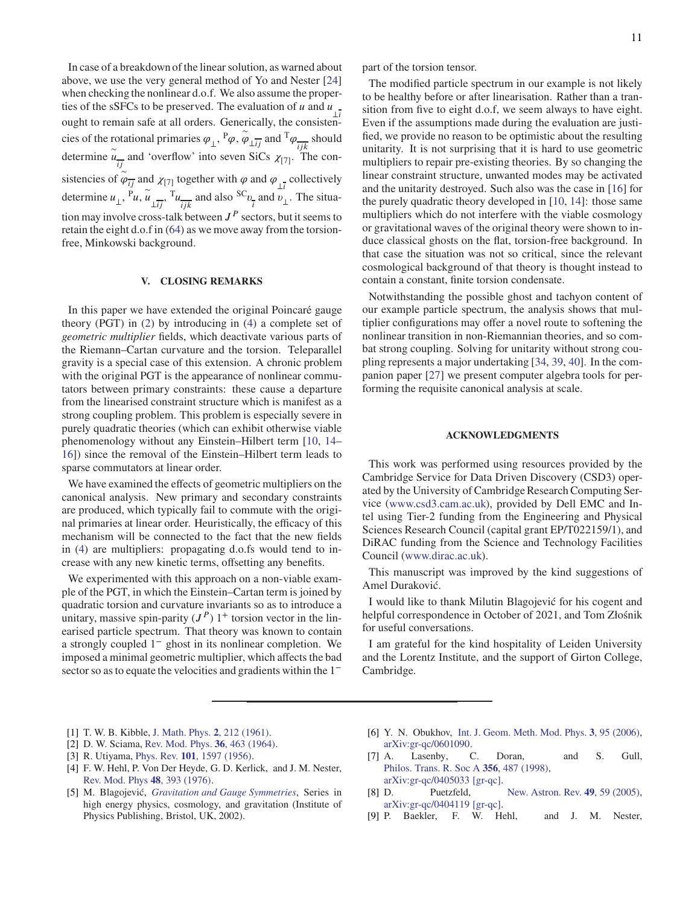In case of a breakdown of the linear solution, as warned about above, we use the very general method of Yo and Nester [24] when checking the nonlinear d.o.f. We also assume the properties of the sSFCs to be preserved. The evaluation of $u$ and $u_{\perp\bar{i}}$ ought to remain safe at all orders. Generically, the consistencies of the rotational primaries $\varphi_{\perp}$, ${}^{\mathrm{P}}\varphi$, $\tilde{\varphi}_{\perp\overline{ij}}$ and ${}^{\mathrm{T}}\varphi_{\overline{ijk}}$ should determine $\tilde{u}_{\overline{ij}}$ and 'overflow' into seven SiCs $\chi_{[7]}$. The consistencies of $\tilde{\varphi}_{\overline{ij}}$ and $\chi_{[7]}$ together with $\varphi$ and $\varphi_{\perp\bar{i}}$ collectively determine $u_{\perp}$, ${}^{\mathrm{P}}u$, $\tilde{u}_{\perp\overline{ij}}$, ${}^{\mathrm{T}}u_{\overline{ijk}}$ and also ${}^{\mathrm{SC}}\upsilon_{\bar{i}}$ and $\upsilon_{\perp}$. The situation may involve cross-talk between $J^P$ sectors, but it seems to retain the eight d.o.f in (64) as we move away from the torsion-free, Minkowski background.

## V. CLOSING REMARKS

In this paper we have extended the original Poincaré gauge theory (PGT) in (2) by introducing in (4) a complete set of *geometric multiplier* fields, which deactivate various parts of the Riemann–Cartan curvature and the torsion. Teleparallel gravity is a special case of this extension. A chronic problem with the original PGT is the appearance of nonlinear commutators between primary constraints: these cause a departure from the linearised constraint structure which is manifest as a strong coupling problem. This problem is especially severe in purely quadratic theories (which can exhibit otherwise viable phenomenology without any Einstein–Hilbert term [10, 14–16]) since the removal of the Einstein–Hilbert term leads to sparse commutators at linear order.

We have examined the effects of geometric multipliers on the canonical analysis. New primary and secondary constraints are produced, which typically fail to commute with the original primaries at linear order. Heuristically, the efficacy of this mechanism will be connected to the fact that the new fields in (4) are multipliers: propagating d.o.fs would tend to increase with any new kinetic terms, offsetting any benefits.

We experimented with this approach on a non-viable example of the PGT, in which the Einstein–Cartan term is joined by quadratic torsion and curvature invariants so as to introduce a unitary, massive spin-parity ($J^P$) $1^+$ torsion vector in the linearised particle spectrum. That theory was known to contain a strongly coupled $1^-$ ghost in its nonlinear completion. We imposed a minimal geometric multiplier, which affects the bad sector so as to equate the velocities and gradients within the $1^-$ part of the torsion tensor.

The modified particle spectrum in our example is not likely to be healthy before or after linearisation. Rather than a transition from five to eight d.o.f, we seem always to have eight. Even if the assumptions made during the evaluation are justified, we provide no reason to be optimistic about the resulting unitarity. It is not surprising that it is hard to use geometric multipliers to repair pre-existing theories. By so changing the linear constraint structure, unwanted modes may be activated and the unitarity destroyed. Such also was the case in [16] for the purely quadratic theory developed in [10, 14]: those same multipliers which do not interfere with the viable cosmology or gravitational waves of the original theory were shown to induce classical ghosts on the flat, torsion-free background. In that case the situation was not so critical, since the relevant cosmological background of that theory is thought instead to contain a constant, finite torsion condensate.

Notwithstanding the possible ghost and tachyon content of our example particle spectrum, the analysis shows that multiplier configurations may offer a novel route to softening the nonlinear transition in non-Riemannian theories, and so combat strong coupling. Solving for unitarity without strong coupling represents a major undertaking [34, 39, 40]. In the companion paper [27] we present computer algebra tools for performing the requisite canonical analysis at scale.

## ACKNOWLEDGMENTS

This work was performed using resources provided by the Cambridge Service for Data Driven Discovery (CSD3) operated by the University of Cambridge Research Computing Service (www.csd3.cam.ac.uk), provided by Dell EMC and Intel using Tier-2 funding from the Engineering and Physical Sciences Research Council (capital grant EP/T022159/1), and DiRAC funding from the Science and Technology Facilities Council (www.dirac.ac.uk).

This manuscript was improved by the kind suggestions of Amel Duraković.

I would like to thank Milutin Blagojević for his cogent and helpful correspondence in October of 2021, and Tom Złośnik for useful conversations.

I am grateful for the kind hospitality of Leiden University and the Lorentz Institute, and the support of Girton College, Cambridge.

---

[1] T. W. B. Kibble, J. Math. Phys. **2**, 212 (1961).
[2] D. W. Sciama, Rev. Mod. Phys. **36**, 463 (1964).
[3] R. Utiyama, Phys. Rev. **101**, 1597 (1956).
[4] F. W. Hehl, P. Von Der Heyde, G. D. Kerlick, and J. M. Nester, Rev. Mod. Phys **48**, 393 (1976).
[5] M. Blagojević, *Gravitation and Gauge Symmetries*, Series in high energy physics, cosmology, and gravitation (Institute of Physics Publishing, Bristol, UK, 2002).
[6] Y. N. Obukhov, Int. J. Geom. Meth. Mod. Phys. **3**, 95 (2006), arXiv:gr-qc/0601090.
[7] A. Lasenby, C. Doran, and S. Gull, Philos. Trans. R. Soc A **356**, 487 (1998), arXiv:gr-qc/0405033 [gr-qc].
[8] D. Puetzfeld, New. Astron. Rev. **49**, 59 (2005), arXiv:gr-qc/0404119 [gr-qc].
[9] P. Baekler, F. W. Hehl, and J. M. Nester,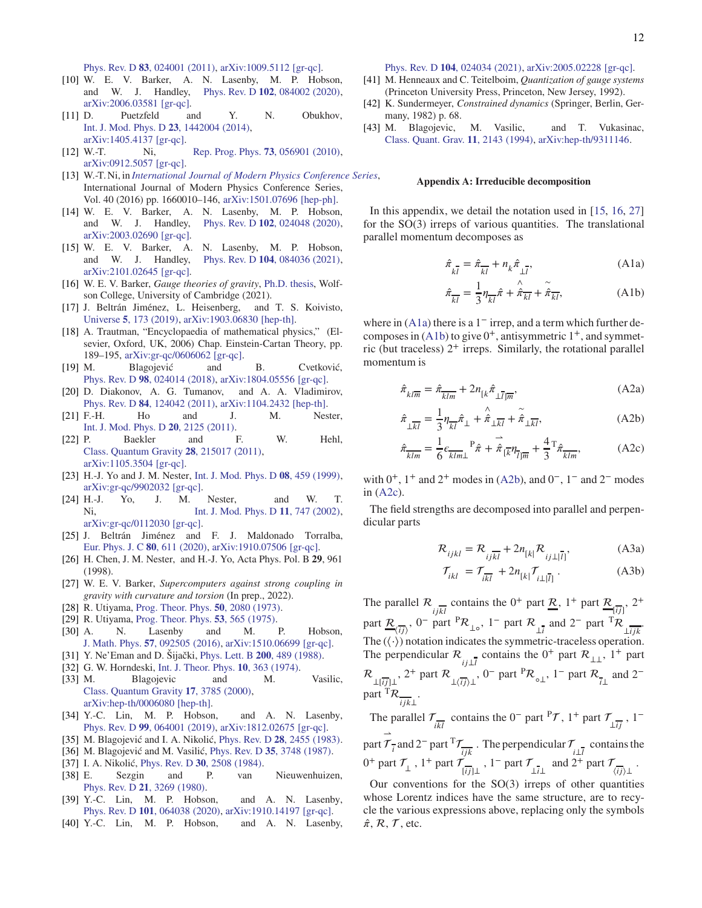Phys. Rev. D **83**, 024001 (2011), arXiv:1009.5112 [gr-qc].

[10] W. E. V. Barker, A. N. Lasenby, M. P. Hobson, and W. J. Handley, Phys. Rev. D **102**, 084002 (2020), arXiv:2006.03581 [gr-qc].

[11] D. Puetzfeld and Y. N. Obukhov, Int. J. Mod. Phys. D **23**, 1442004 (2014), arXiv:1405.4137 [gr-qc].

[12] W.-T. Ni, Rep. Prog. Phys. **73**, 056901 (2010), arXiv:0912.5057 [gr-qc].

[13] W.-T. Ni, in *International Journal of Modern Physics Conference Series*, International Journal of Modern Physics Conference Series, Vol. 40 (2016) pp. 1660010–146, arXiv:1501.07696 [hep-ph].

[14] W. E. V. Barker, A. N. Lasenby, M. P. Hobson, and W. J. Handley, Phys. Rev. D **102**, 024048 (2020), arXiv:2003.02690 [gr-qc].

[15] W. E. V. Barker, A. N. Lasenby, M. P. Hobson, and W. J. Handley, Phys. Rev. D **104**, 084036 (2021), arXiv:2101.02645 [gr-qc].

[16] W. E. V. Barker, *Gauge theories of gravity*, Ph.D. thesis, Wolfson College, University of Cambridge (2021).

[17] J. Beltrán Jiménez, L. Heisenberg, and T. S. Koivisto, Universe **5**, 173 (2019), arXiv:1903.06830 [hep-th].

[18] A. Trautman, "Encyclopaedia of mathematical physics," (Elsevier, Oxford, UK, 2006) Chap. Einstein-Cartan Theory, pp. 189–195, arXiv:gr-qc/0606062 [gr-qc].

[19] M. Blagojević and B. Cvetković, Phys. Rev. D **98**, 024014 (2018), arXiv:1804.05556 [gr-qc].

[20] D. Diakonov, A. G. Tumanov, and A. A. Vladimirov, Phys. Rev. D **84**, 124042 (2011), arXiv:1104.2432 [hep-th].

[21] F.-H. Ho and J. M. Nester, Int. J. Mod. Phys. D **20**, 2125 (2011).

[22] P. Baekler and F. W. Hehl, Class. Quantum Gravity **28**, 215017 (2011), arXiv:1105.3504 [gr-qc].

[23] H.-J. Yo and J. M. Nester, Int. J. Mod. Phys. D **08**, 459 (1999), arXiv:gr-qc/9902032 [gr-qc].

[24] H.-J. Yo, J. M. Nester, and W. T. Ni, Int. J. Mod. Phys. D **11**, 747 (2002), arXiv:gr-qc/0112030 [gr-qc].

[25] J. Beltrán Jiménez and F. J. Maldonado Torralba, Eur. Phys. J. C **80**, 611 (2020), arXiv:1910.07506 [gr-qc].

[26] H. Chen, J. M. Nester, and H.-J. Yo, Acta Phys. Pol. B **29**, 961 (1998).

[27] W. E. V. Barker, *Supercomputers against strong coupling in gravity with curvature and torsion* (In prep., 2022).

[28] R. Utiyama, Prog. Theor. Phys. **50**, 2080 (1973).

[29] R. Utiyama, Prog. Theor. Phys. **53**, 565 (1975).

[30] A. N. Lasenby and M. P. Hobson, J. Math. Phys. **57**, 092505 (2016), arXiv:1510.06699 [gr-qc].

[31] Y. Ne'Eman and D. Šijački, Phys. Lett. B **200**, 489 (1988).

[32] G. W. Horndeski, Int. J. Theor. Phys. **10**, 363 (1974).

[33] M. Blagojevic and M. Vasilic, Class. Quantum Gravity **17**, 3785 (2000), arXiv:hep-th/0006080 [hep-th].

[34] Y.-C. Lin, M. P. Hobson, and A. N. Lasenby, Phys. Rev. D **99**, 064001 (2019), arXiv:1812.02675 [gr-qc].

[35] M. Blagojević and I. A. Nikolić, Phys. Rev. D **28**, 2455 (1983).

[36] M. Blagojević and M. Vasilić, Phys. Rev. D **35**, 3748 (1987).

[37] I. A. Nikolić, Phys. Rev. D **30**, 2508 (1984).

[38] E. Sezgin and P. van Nieuwenhuizen, Phys. Rev. D **21**, 3269 (1980).

[39] Y.-C. Lin, M. P. Hobson, and A. N. Lasenby, Phys. Rev. D **101**, 064038 (2020), arXiv:1910.14197 [gr-qc].

[40] Y.-C. Lin, M. P. Hobson, and A. N. Lasenby, Phys. Rev. D **104**, 024034 (2021), arXiv:2005.02228 [gr-qc].

[41] M. Henneaux and C. Teitelboim, *Quantization of gauge systems* (Princeton University Press, Princeton, New Jersey, 1992).

[42] K. Sundermeyer, *Constrained dynamics* (Springer, Berlin, Germany, 1982) p. 68.

[43] M. Blagojevic, M. Vasilic, and T. Vukasinac, Class. Quant. Grav. **11**, 2143 (1994), arXiv:hep-th/9311146.

## Appendix A: Irreducible decomposition

In this appendix, we detail the notation used in [15, 16, 27] for the SO(3) irreps of various quantities. The translational parallel momentum decomposes as

$$\hat{\pi}_{k\bar{l}} = \hat{\pi}_{\overline{kl}} + n_k \hat{\pi}_{\perp\bar{l}}, \tag{A1a}$$

$$\hat{\pi}_{\overline{kl}} = \frac{1}{3}\eta_{\overline{kl}}\hat{\pi} + \hat{\overset{\wedge}{\pi}}_{\overline{kl}} + \hat{\overset{\sim}{\pi}}_{\overline{kl}}, \tag{A1b}$$

where in (A1a) there is a $1^-$ irrep, and a term which further decomposes in (A1b) to give $0^+$, antisymmetric $1^+$, and symmetric (but traceless) $2^+$ irreps. Similarly, the rotational parallel momentum is

$$\hat{\pi}_{kl\bar{m}} = \hat{\pi}_{\overline{klm}} + 2n_{[k}\hat{\pi}_{\perp\bar{l}]\bar{m}}, \tag{A2a}$$

$$\hat{\pi}_{\perp\overline{kl}} = \frac{1}{3}\eta_{\overline{kl}}\hat{\pi}_{\perp} + \hat{\overset{\wedge}{\pi}}_{\perp\overline{kl}} + \hat{\overset{\sim}{\pi}}_{\perp\overline{kl}}, \tag{A2b}$$

$$\hat{\pi}_{\overline{klm}} = \frac{1}{6}\epsilon_{\overline{klm}\perp}\,{}^{\mathrm{P}}\hat{\pi} + \vec{\hat{\pi}}_{[\bar{k}}\eta_{\bar{l}]\bar{m}} + \frac{4}{3}\,{}^{\mathrm{T}}\hat{\pi}_{\overline{klm}}, \tag{A2c}$$

with $0^+$, $1^+$ and $2^+$ modes in (A2b), and $0^-$, $1^-$ and $2^-$ modes in (A2c).

The field strengths are decomposed into parallel and perpendicular parts

$$\mathcal{R}_{ijkl} = \mathcal{R}_{ij\overline{kl}} + 2n_{[k|}\mathcal{R}_{ij\perp|\bar{l}]}, \tag{A3a}$$

$$\mathcal{T}_{ikl} = \mathcal{T}_{i\overline{kl}} + 2n_{[k|}\mathcal{T}_{i\perp|\bar{l}]}\,. \tag{A3b}$$

The parallel $\mathcal{R}_{ij\overline{kl}}$ contains the $0^+$ part $\underline{\mathcal{R}}$, $1^+$ part $\underline{\mathcal{R}}_{[\bar{i}\bar{j}]}$, $2^+$ part $\underline{\mathcal{R}}_{\langle\bar{i}\bar{j}\rangle}$, $0^-$ part ${}^{\mathrm{P}}\mathcal{R}_{\perp\circ}$, $1^-$ part $\mathcal{R}_{\perp\bar{i}}$ and $2^-$ part ${}^{\mathrm{T}}\mathcal{R}_{\perp\overline{ijk}}$. The $\langle\langle\cdot\rangle\rangle$ notation indicates the symmetric-traceless operation. The perpendicular $\mathcal{R}_{ij\perp\bar{l}}$ contains the $0^+$ part $\mathcal{R}_{\perp\perp}$, $1^+$ part $\mathcal{R}_{\perp[\bar{i}\bar{j}]\perp}$, $2^+$ part $\mathcal{R}_{\perp\langle\bar{i}\bar{j}\rangle\perp}$, $0^-$ part ${}^{\mathrm{P}}\mathcal{R}_{\circ\perp}$, $1^-$ part $\mathcal{R}_{\bar{i}\perp}$ and $2^-$ part ${}^{\mathrm{T}}\mathcal{R}_{\overline{ijk}\perp}$.

The parallel $\mathcal{T}_{i\overline{kl}}$ contains the $0^-$ part ${}^{\mathrm{P}}\mathcal{T}$, $1^+$ part $\mathcal{T}_{\perp\overline{ij}}$, $1^-$ part $\vec{\mathcal{T}}_{\bar{i}}$ and $2^-$ part ${}^{\mathrm{T}}\mathcal{T}_{\overline{ijk}}$. The perpendicular $\mathcal{T}_{i\perp\bar{l}}$ contains the $0^+$ part $\mathcal{T}_{\perp}$, $1^+$ part $\mathcal{T}_{[\overline{ij}]\perp}$, $1^-$ part $\mathcal{T}_{\perp\bar{i}\perp}$ and $2^+$ part $\mathcal{T}_{\langle\overline{ij}\rangle\perp}$.

Our conventions for the SO(3) irreps of other quantities whose Lorentz indices have the same structure, are to recycle the various expressions above, replacing only the symbols $\hat{\pi}$, $\mathcal{R}$, $\mathcal{T}$, etc.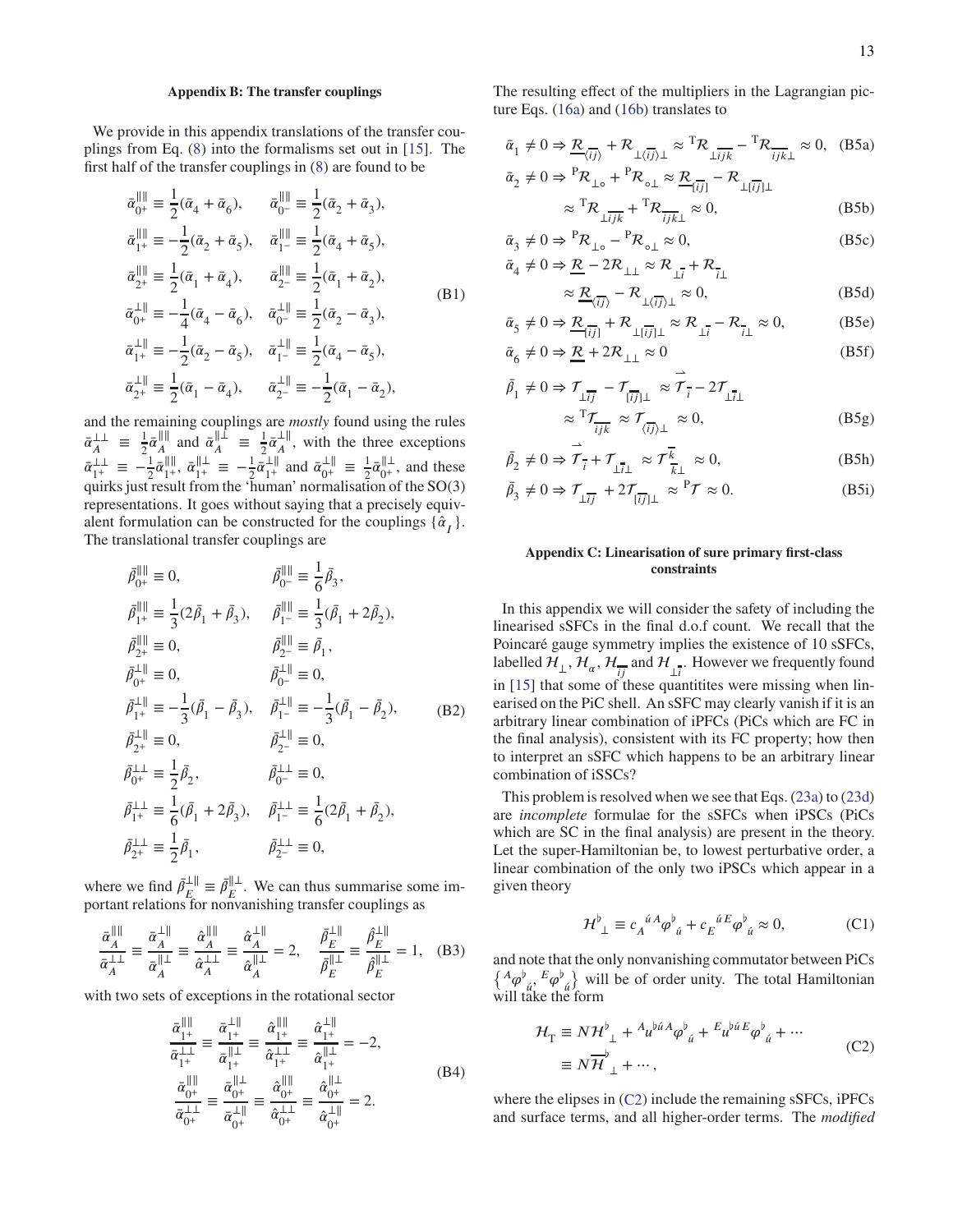### Appendix B: The transfer couplings

We provide in this appendix translations of the transfer couplings from Eq. (8) into the formalisms set out in [15]. The first half of the transfer couplings in (8) are found to be

$$
\begin{aligned}
\bar{\alpha}^{\|\|}_{0^+} &\equiv \frac{1}{2}(\bar{\alpha}_4+\bar{\alpha}_6), & \bar{\alpha}^{\|\|}_{0^-} &\equiv \frac{1}{2}(\bar{\alpha}_2+\bar{\alpha}_3),\\
\bar{\alpha}^{\|\|}_{1^+} &\equiv -\frac{1}{2}(\bar{\alpha}_2+\bar{\alpha}_5), & \bar{\alpha}^{\|\|}_{1^-} &\equiv \frac{1}{2}(\bar{\alpha}_4+\bar{\alpha}_5),\\
\bar{\alpha}^{\|\|}_{2^+} &\equiv \frac{1}{2}(\bar{\alpha}_1+\bar{\alpha}_4), & \bar{\alpha}^{\|\|}_{2^-} &\equiv \frac{1}{2}(\bar{\alpha}_1+\bar{\alpha}_2),\\
\bar{\alpha}^{\perp\|}_{0^+} &\equiv -\frac{1}{4}(\bar{\alpha}_4-\bar{\alpha}_6), & \bar{\alpha}^{\perp\|}_{0^-} &\equiv \frac{1}{2}(\bar{\alpha}_2-\bar{\alpha}_3),\\
\bar{\alpha}^{\perp\|}_{1^+} &\equiv -\frac{1}{2}(\bar{\alpha}_2-\bar{\alpha}_5), & \bar{\alpha}^{\perp\|}_{1^-} &\equiv \frac{1}{2}(\bar{\alpha}_4-\bar{\alpha}_5),\\
\bar{\alpha}^{\perp\|}_{2^+} &\equiv \frac{1}{2}(\bar{\alpha}_1-\bar{\alpha}_4), & \bar{\alpha}^{\perp\|}_{2^-} &\equiv -\frac{1}{2}(\bar{\alpha}_1-\bar{\alpha}_2),
\end{aligned}
\tag{B1}
$$

and the remaining couplings are *mostly* found using the rules $\bar{\alpha}^{\perp\perp}_{A} \equiv \frac{1}{2}\bar{\alpha}^{\|\|}_{A}$ and $\bar{\alpha}^{\|\perp}_{A} \equiv \frac{1}{2}\bar{\alpha}^{\perp\|}_{A}$, with the three exceptions $\bar{\alpha}^{\perp\perp}_{1^+} \equiv -\frac{1}{2}\bar{\alpha}^{\|\|}_{1^+}$, $\bar{\alpha}^{\|\perp}_{1^+} \equiv -\frac{1}{2}\bar{\alpha}^{\perp\|}_{1^+}$ and $\bar{\alpha}^{\perp\|}_{0^+} \equiv \frac{1}{2}\bar{\alpha}^{\|\perp}_{0^+}$, and these quirks just result from the 'human' normalisation of the SO(3) representations. It goes without saying that a precisely equivalent formulation can be constructed for the couplings $\{\hat{\alpha}_I\}$. The translational transfer couplings are

$$
\begin{aligned}
\bar{\beta}^{\|\|}_{0^+} &\equiv 0, & \bar{\beta}^{\|\|}_{0^-} &\equiv \frac{1}{6}\bar{\beta}_3,\\
\bar{\beta}^{\|\|}_{1^+} &\equiv \frac{1}{3}(2\bar{\beta}_1+\bar{\beta}_3), & \bar{\beta}^{\|\|}_{1^-} &\equiv \frac{1}{3}(\bar{\beta}_1+2\bar{\beta}_2),\\
\bar{\beta}^{\|\|}_{2^+} &\equiv 0, & \bar{\beta}^{\|\|}_{2^-} &\equiv \bar{\beta}_1,\\
\bar{\beta}^{\perp\|}_{0^+} &\equiv 0, & \bar{\beta}^{\perp\|}_{0^-} &\equiv 0,\\
\bar{\beta}^{\perp\|}_{1^+} &\equiv -\frac{1}{3}(\bar{\beta}_1-\bar{\beta}_3), & \bar{\beta}^{\perp\|}_{1^-} &\equiv -\frac{1}{3}(\bar{\beta}_1-\bar{\beta}_2),\\
\bar{\beta}^{\perp\|}_{2^+} &\equiv 0, & \bar{\beta}^{\perp\|}_{2^-} &\equiv 0,\\
\bar{\beta}^{\perp\perp}_{0^+} &\equiv \frac{1}{2}\bar{\beta}_2, & \bar{\beta}^{\perp\perp}_{0^-} &\equiv 0,\\
\bar{\beta}^{\perp\perp}_{1^+} &\equiv \frac{1}{6}(\bar{\beta}_1+2\bar{\beta}_3), & \bar{\beta}^{\perp\perp}_{1^-} &\equiv \frac{1}{6}(2\bar{\beta}_1+\bar{\beta}_2),\\
\bar{\beta}^{\perp\perp}_{2^+} &\equiv \frac{1}{2}\bar{\beta}_1, & \bar{\beta}^{\perp\perp}_{2^-} &\equiv 0,
\end{aligned}
\tag{B2}
$$

where we find $\bar{\beta}^{\perp\|}_{E} \equiv \bar{\beta}^{\|\perp}_{E}$. We can thus summarise some important relations for nonvanishing transfer couplings as

$$
\frac{\bar{\alpha}^{\|\|}_{A}}{\bar{\alpha}^{\perp\perp}_{A}} \equiv \frac{\bar{\alpha}^{\perp\|}_{A}}{\bar{\alpha}^{\|\perp}_{A}} \equiv \frac{\hat{\alpha}^{\|\|}_{A}}{\hat{\alpha}^{\perp\perp}_{A}} \equiv \frac{\hat{\alpha}^{\perp\|}_{A}}{\hat{\alpha}^{\|\perp}_{A}} = 2, \quad \frac{\bar{\beta}^{\perp\|}_{E}}{\bar{\beta}^{\|\perp}_{E}} \equiv \frac{\hat{\beta}^{\perp\|}_{E}}{\hat{\beta}^{\|\perp}_{E}} = 1, \tag{B3}
$$

with two sets of exceptions in the rotational sector

$$
\begin{aligned}
\frac{\bar{\alpha}^{\|\|}_{1^+}}{\bar{\alpha}^{\perp\perp}_{1^+}} &\equiv \frac{\bar{\alpha}^{\perp\|}_{1^+}}{\bar{\alpha}^{\|\perp}_{1^+}} \equiv \frac{\hat{\alpha}^{\|\|}_{1^+}}{\hat{\alpha}^{\perp\perp}_{1^+}} \equiv \frac{\hat{\alpha}^{\perp\|}_{1^+}}{\hat{\alpha}^{\|\perp}_{1^+}} = -2,\\
\frac{\bar{\alpha}^{\|\|}_{0^+}}{\bar{\alpha}^{\perp\perp}_{0^+}} &\equiv \frac{\bar{\alpha}^{\|\perp}_{0^+}}{\bar{\alpha}^{\perp\|}_{0^+}} \equiv \frac{\hat{\alpha}^{\|\|}_{0^+}}{\hat{\alpha}^{\perp\perp}_{0^+}} \equiv \frac{\hat{\alpha}^{\|\perp}_{0^+}}{\hat{\alpha}^{\perp\|}_{0^+}} = 2.
\end{aligned}
\tag{B4}
$$

The resulting effect of the multipliers in the Lagrangian picture Eqs. (16a) and (16b) translates to

$$\bar{\alpha}_1 \neq 0 \Rightarrow \underline{\mathcal{R}}_{\langle\overline{ij}\rangle} + \mathcal{R}_{\perp\langle\overline{ij}\rangle\perp} \approx {}^{\mathrm{T}}\mathcal{R}_{\perp\overline{ijk}} - {}^{\mathrm{T}}\mathcal{R}_{\overline{ijk}\perp} \approx 0, \tag{B5a}$$

$$\bar{\alpha}_2 \neq 0 \Rightarrow {}^{\mathrm{P}}\mathcal{R}_{\perp\circ} + {}^{\mathrm{P}}\mathcal{R}_{\circ\perp} \approx \underline{\mathcal{R}}_{[\overline{ij}]} - \mathcal{R}_{\perp[\overline{ij}]\perp} \approx {}^{\mathrm{T}}\mathcal{R}_{\perp\overline{ijk}} + {}^{\mathrm{T}}\mathcal{R}_{\overline{ijk}\perp} \approx 0, \tag{B5b}$$

$$\bar{\alpha}_3 \neq 0 \Rightarrow {}^{\mathrm{P}}\mathcal{R}_{\perp\circ} - {}^{\mathrm{P}}\mathcal{R}_{\circ\perp} \approx 0, \tag{B5c}$$

$$\bar{\alpha}_4 \neq 0 \Rightarrow \underline{\mathcal{R}} - 2\mathcal{R}_{\perp\perp} \approx \mathcal{R}_{\perp\overline{i}} + \mathcal{R}_{\overline{i}\perp} \approx \underline{\mathcal{R}}_{\langle\overline{ij}\rangle} - \mathcal{R}_{\perp\langle\overline{ij}\rangle\perp} \approx 0, \tag{B5d}$$

$$\bar{\alpha}_5 \neq 0 \Rightarrow \underline{\mathcal{R}}_{[\overline{ij}]} + \mathcal{R}_{\perp[\overline{ij}]\perp} \approx \mathcal{R}_{\perp\overline{i}} - \mathcal{R}_{\overline{i}\perp} \approx 0, \tag{B5e}$$

$$\bar{\alpha}_6 \neq 0 \Rightarrow \underline{\mathcal{R}} + 2\mathcal{R}_{\perp\perp} \approx 0 \tag{B5f}$$

$$\bar{\beta}_1 \neq 0 \Rightarrow \mathcal{T}_{\perp\overline{ij}} - \mathcal{T}_{[\overline{ij}]\perp} \approx \overset{\rightharpoonup}{\mathcal{T}}_{\overline{i}} - 2\mathcal{T}_{\perp\overline{i}\perp} \approx {}^{\mathrm{T}}\mathcal{T}_{\overline{ijk}} \approx \mathcal{T}_{\langle\overline{ij}\rangle\perp} \approx 0, \tag{B5g}$$

$$\bar{\beta}_2 \neq 0 \Rightarrow \overset{\rightharpoonup}{\mathcal{T}}_{\overline{i}} + \mathcal{T}_{\perp\overline{i}\perp} \approx \mathcal{T}^{\overline{k}}{}_{\overline{k}\perp} \approx 0, \tag{B5h}$$

$$\bar{\beta}_3 \neq 0 \Rightarrow \mathcal{T}_{\perp\overline{ij}} + 2\mathcal{T}_{[\overline{ij}]\perp} \approx {}^{\mathrm{P}}\mathcal{T} \approx 0. \tag{B5i}$$

### Appendix C: Linearisation of sure primary first-class constraints

In this appendix we will consider the safety of including the linearised sSFCs in the final d.o.f count. We recall that the Poincaré gauge symmetry implies the existence of 10 sSFCs, labelled $\mathcal{H}_{\perp}$, $\mathcal{H}_{\alpha}$, $\mathcal{H}_{\overline{ij}}$ and $\mathcal{H}_{\perp\overline{i}}$. However we frequently found in [15] that some of these quantitites were missing when linearised on the PiC shell. An sSFC may clearly vanish if it is an arbitrary linear combination of iPFCs (PiCs which are FC in the final analysis), consistent with its FC property; how then to interpret an sSFC which happens to be an arbitrary linear combination of iSSCs?

This problem is resolved when we see that Eqs. (23a) to (23d) are *incomplete* formulae for the sSFCs when iPSCs (PiCs which are SC in the final analysis) are present in the theory. Let the super-Hamiltonian be, to lowest perturbative order, a linear combination of the only two iPSCs which appear in a given theory

$$\mathcal{H}^{\flat}_{\perp} \equiv c_{A}{}^{\acute{u}A}\varphi^{\flat}{}_{\acute{u}} + c_{E}{}^{\acute{u}E}\varphi^{\flat}{}_{\acute{u}} \approx 0, \tag{C1}$$

and note that the only nonvanishing commutator between PiCs $\left\{{}^{A}\varphi^{\flat}{}_{\acute{u}}, {}^{E}\varphi^{\flat}{}_{\acute{u}}\right\}$ will be of order unity. The total Hamiltonian will take the form

$$
\begin{aligned}
\mathcal{H}_{\mathrm{T}} &\equiv N\mathcal{H}^{\flat}_{\perp} + {}^{A}u^{\flat\acute{u}A}\varphi^{\flat}{}_{\acute{u}} + {}^{E}u^{\flat\acute{u}E}\varphi^{\flat}{}_{\acute{u}} + \cdots\\
&\equiv N\overline{\mathcal{H}}^{\flat}{}_{\perp} + \cdots,
\end{aligned}
\tag{C2}
$$

where the elipses in (C2) include the remaining sSFCs, iPFCs and surface terms, and all higher-order terms. The *modified*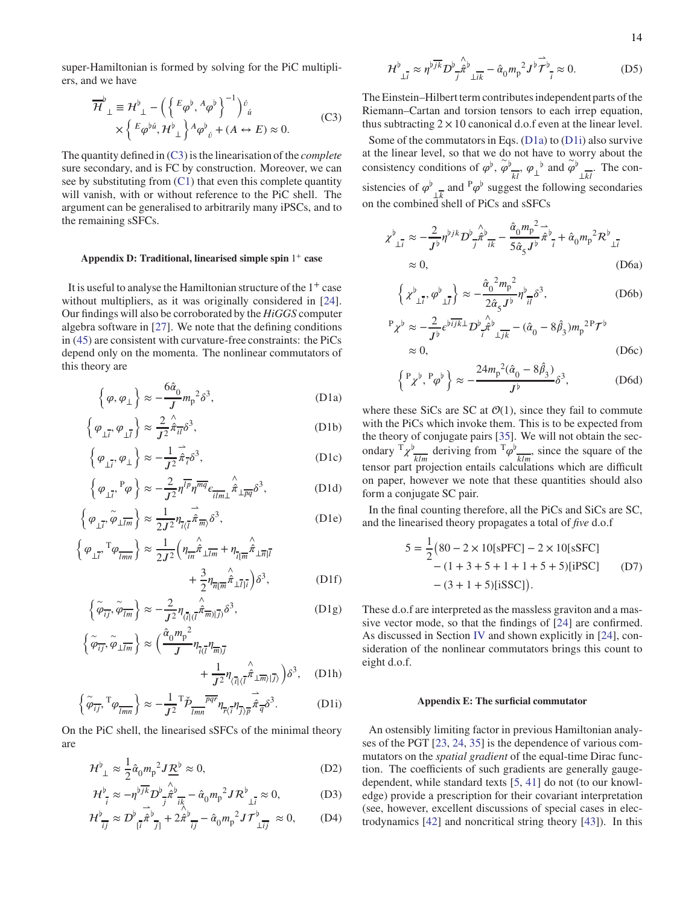super-Hamiltonian is formed by solving for the PiC multipliers, and we have

$$
\begin{aligned}
\overline{\mathcal{H}}^{\flat}{}_{\perp} \equiv \mathcal{H}^{\flat}{}_{\perp} - \Big( \Big\{ {}^{E}\varphi^{\flat}, {}^{A}\varphi^{\flat} \Big\}^{-1} \Big)^{\acute{v}}{}_{\acute{u}} \\
\times \Big\{ {}^{E}\varphi^{\flat \acute{u}}, \mathcal{H}^{\flat}{}_{\perp} \Big\} {}^{A}\varphi^{\flat}{}_{\acute{v}} + (A \leftrightarrow E) \approx 0.
\end{aligned} \tag{C3}
$$

The quantity defined in (C3) is the linearisation of the *complete* sure secondary, and is FC by construction. Moreover, we can see by substituting from (C1) that even this complete quantity will vanish, with or without reference to the PiC shell. The argument can be generalised to arbitrarily many iPSCs, and to the remaining sSFCs.

### Appendix D: Traditional, linearised simple spin $1^+$ case

It is useful to analyse the Hamiltonian structure of the $1^+$ case without multipliers, as it was originally considered in [24]. Our findings will also be corroborated by the *HiGGS* computer algebra software in [27]. We note that the defining conditions in (45) are consistent with curvature-free constraints: the PiCs depend only on the momenta. The nonlinear commutators of this theory are

$$
\Big\{ \varphi, \varphi_{\perp} \Big\} \approx -\frac{6\hat{\alpha}_0}{J} m_{\mathrm{p}}{}^2 \delta^3, \tag{D1a}
$$

$$
\Big\{ \varphi_{\perp\overline{i}}, \varphi_{\perp\overline{l}} \Big\} \approx \frac{2}{J^2} \overset{\wedge}{\hat{\pi}}_{\overline{il}} \delta^3, \tag{D1b}
$$

$$
\Big\{ \varphi_{\perp\overline{i}}, \varphi_{\perp} \Big\} \approx -\frac{1}{J^2} \overset{\rightharpoonup}{\hat{\pi}}_{\overline{i}} \delta^3, \tag{D1c}
$$

$$
\Big\{ \varphi_{\perp\overline{i}}, {}^{\mathrm{P}}\varphi \Big\} \approx -\frac{2}{J^2} \eta^{\overline{lp}} \eta^{\overline{mq}} \epsilon_{\overline{ilm}\perp} \overset{\wedge}{\hat{\pi}}_{\perp\overline{pq}} \delta^3, \tag{D1d}
$$

$$
\Big\{ \varphi_{\perp\overline{i}}, \tilde{\varphi}_{\perp\overline{lm}} \Big\} \approx \frac{1}{2J^2} \eta_{\overline{i}\langle\overline{l}} \overset{\rightharpoonup}{\hat{\pi}}_{\overline{m}\rangle} \delta^3, \tag{D1e}
$$

$$
\begin{aligned}
\Big\{ \varphi_{\perp\overline{i}}, {}^{\mathrm{T}}\varphi_{\overline{lmn}} \Big\} \approx \frac{1}{2J^2} \Big( \eta_{\overline{in}} \overset{\wedge}{\hat{\pi}}_{\perp\overline{lm}} + \eta_{\overline{i}[\overline{m}} \overset{\wedge}{\hat{\pi}}_{\perp\overline{n}]\overline{l}} \\
+ \frac{3}{2} \eta_{\overline{n}[\overline{m}} \overset{\wedge}{\hat{\pi}}_{\perp\overline{l}]\overline{i}} \Big) \delta^3,
\end{aligned} \tag{D1f}
$$

$$
\Big\{ \tilde{\varphi}_{\overline{ij}}, \tilde{\varphi}_{\overline{lm}} \Big\} \approx -\frac{2}{J^2} \eta_{\langle\overline{i}|\langle\overline{l}} \overset{\wedge}{\hat{\pi}}_{\overline{m}\rangle|\overline{j}\rangle} \delta^3, \tag{D1g}
$$

$$
\begin{aligned}
\Big\{ \tilde{\varphi}_{\overline{ij}}, \tilde{\varphi}_{\perp\overline{lm}} \Big\} \approx \Big( \frac{\hat{\alpha}_0 m_{\mathrm{p}}{}^2}{J} \eta_{\overline{i}(\overline{l}} \eta_{\overline{m})\overline{j}} \\
+ \frac{1}{J^2} \eta_{\langle\overline{i}|\langle\overline{l}} \overset{\wedge}{\hat{\pi}}_{\perp\overline{m}\rangle|\overline{j}\rangle} \Big) \delta^3,
\end{aligned} \tag{D1h}
$$

$$
\Big\{ \tilde{\varphi}_{\overline{ij}}, {}^{\mathrm{T}}\varphi_{\overline{lmn}} \Big\} \approx -\frac{1}{J^2} {}^{\mathrm{T}}\check{\mathcal{P}}_{\overline{lmn}}{}^{\overline{pqr}} \eta_{\overline{r}\langle\overline{i}} \eta_{\overline{j}\rangle\overline{p}} \overset{\rightharpoonup}{\hat{\pi}}_{\overline{q}} \delta^3. \tag{D1i}
$$

On the PiC shell, the linearised sSFCs of the minimal theory are

$$
\mathcal{H}^{\flat}{}_{\perp} \approx \frac{1}{2} \hat{\alpha}_0 m_{\mathrm{p}}{}^2 J \mathcal{R}^{\flat} \approx 0, \tag{D2}
$$

$$
\mathcal{H}^{\flat}{}_{\overline{i}} \approx -\eta^{\flat\overline{jk}} \mathcal{D}^{\flat}{}_{\overline{j}} \overset{\wedge}{\hat{\pi}}{}^{\flat}{}_{\overline{ik}} - \hat{\alpha}_0 m_{\mathrm{p}}{}^2 J \mathcal{R}^{\flat}{}_{\perp\overline{i}} \approx 0, \tag{D3}
$$

$$
\mathcal{H}^{\flat}{}_{\overline{ij}} \approx \mathcal{D}^{\flat}{}_{[\overline{i}} \overset{\rightharpoonup}{\hat{\pi}}{}^{\flat}{}_{\overline{j}]} + 2 \overset{\wedge}{\hat{\pi}}{}^{\flat}{}_{\overline{ij}} - \hat{\alpha}_0 m_{\mathrm{p}}{}^2 J \mathcal{T}^{\flat}{}_{\perp\overline{ij}} \approx 0, \tag{D4}
$$

$$
\mathcal{H}^{\flat}{}_{\perp\overline{i}} \approx \eta^{\flat\overline{jk}} \mathcal{D}^{\flat}{}_{\overline{j}} \overset{\wedge}{\hat{\pi}}{}^{\flat}{}_{\perp\overline{ik}} - \hat{\alpha}_0 m_{\mathrm{p}}{}^2 J^{\flat} \overset{\rightharpoonup}{\mathcal{T}}{}^{\flat}{}_{\overline{i}} \approx 0. \tag{D5}
$$

The Einstein–Hilbert term contributes independent parts of the Riemann–Cartan and torsion tensors to each irrep equation, thus subtracting $2 \times 10$ canonical d.o.f even at the linear level.

Some of the commutators in Eqs. (D1a) to (D1i) also survive at the linear level, so that we do not have to worry about the consistency conditions of $\varphi^{\flat}$, $\tilde{\varphi}^{\flat}{}_{\overline{kl}}$, $\varphi_{\perp}{}^{\flat}$ and $\tilde{\varphi}^{\flat}{}_{\perp\overline{kl}}$. The consistencies of $\varphi^{\flat}{}_{\perp\overline{k}}$ and ${}^{\mathrm{P}}\varphi^{\flat}$ suggest the following secondaries on the combined shell of PiCs and sSFCs

$$
\begin{aligned}
\chi^{\flat}{}_{\perp\overline{i}} \approx -\frac{2}{J^{\flat}} \eta^{\flat jk} \mathcal{D}^{\flat}{}_{\overline{j}} \overset{\wedge}{\hat{\pi}}{}^{\flat}{}_{\overline{ik}} - \frac{\hat{\alpha}_0 m_{\mathrm{p}}{}^2}{5\hat{\alpha}_5 J^{\flat}} \overset{\rightharpoonup}{\hat{\pi}}{}^{\flat}{}_{\overline{i}} + \hat{\alpha}_0 m_{\mathrm{p}}{}^2 \mathcal{R}^{\flat}{}_{\perp\overline{i}} \\
\approx 0,
\end{aligned} \tag{D6a}
$$

$$
\Big\{ \chi^{\flat}{}_{\perp\overline{i}}, \varphi^{\flat}{}_{\perp\overline{l}} \Big\} \approx -\frac{\hat{\alpha}_0{}^2 m_{\mathrm{p}}{}^2}{2\hat{\alpha}_5 J^{\flat}} \eta^{\flat}{}_{\overline{il}} \delta^3, \tag{D6b}
$$

$$
\begin{aligned}
{}^{\mathrm{P}}\chi^{\flat} \approx -\frac{2}{J^{\flat}} \epsilon^{\flat\overline{ijk}\perp} \mathcal{D}^{\flat}{}_{\overline{i}} \overset{\wedge}{\hat{\pi}}{}^{\flat}{}_{\perp\overline{jk}} - (\hat{\alpha}_0 - 8\hat{\beta}_3) m_{\mathrm{p}}{}^{2\mathrm{P}}\mathcal{T}^{\flat} \\
\approx 0,
\end{aligned} \tag{D6c}
$$

$$
\Big\{ {}^{\mathrm{P}}\chi^{\flat}, {}^{\mathrm{P}}\varphi^{\flat} \Big\} \approx -\frac{24 m_{\mathrm{p}}{}^2 (\hat{\alpha}_0 - 8\hat{\beta}_3)}{J^{\flat}} \delta^3, \tag{D6d}
$$

where these SiCs are SC at $\mathcal{O}(1)$, since they fail to commute with the PiCs which invoke them. This is to be expected from the theory of conjugate pairs [35]. We will not obtain the secondary ${}^{\mathrm{T}}\chi^{\flat}{}_{\overline{klm}}$ deriving from ${}^{\mathrm{T}}\varphi^{\flat}{}_{\overline{klm}}$, since the square of the tensor part projection entails calculations which are difficult on paper, however we note that these quantities should also form a conjugate SC pair.

In the final counting therefore, all the PiCs and SiCs are SC, and the linearised theory propagates a total of *five* d.o.f

$$
\begin{aligned}
5 = \frac{1}{2} \big( 80 - 2 \times 10[\text{sPFC}] - 2 \times 10[\text{sSFC}] \\
- (1 + 3 + 5 + 1 + 1 + 5 + 5)[\text{iPSC}] \\
- (3 + 1 + 5)[\text{iSSC}] \big).
\end{aligned} \tag{D7}
$$

These d.o.f are interpreted as the massless graviton and a massive vector mode, so that the findings of [24] are confirmed. As discussed in Section IV and shown explicitly in [24], consideration of the nonlinear commutators brings this count to eight d.o.f.

### Appendix E: The surficial commutator

An ostensibly limiting factor in previous Hamiltonian analyses of the PGT [23, 24, 35] is the dependence of various commutators on the *spatial gradient* of the equal-time Dirac function. The coefficients of such gradients are generally gauge-dependent, while standard texts [5, 41] do not (to our knowledge) provide a prescription for their covariant interpretation (see, however, excellent discussions of special cases in electrodynamics [42] and noncritical string theory [43]). In this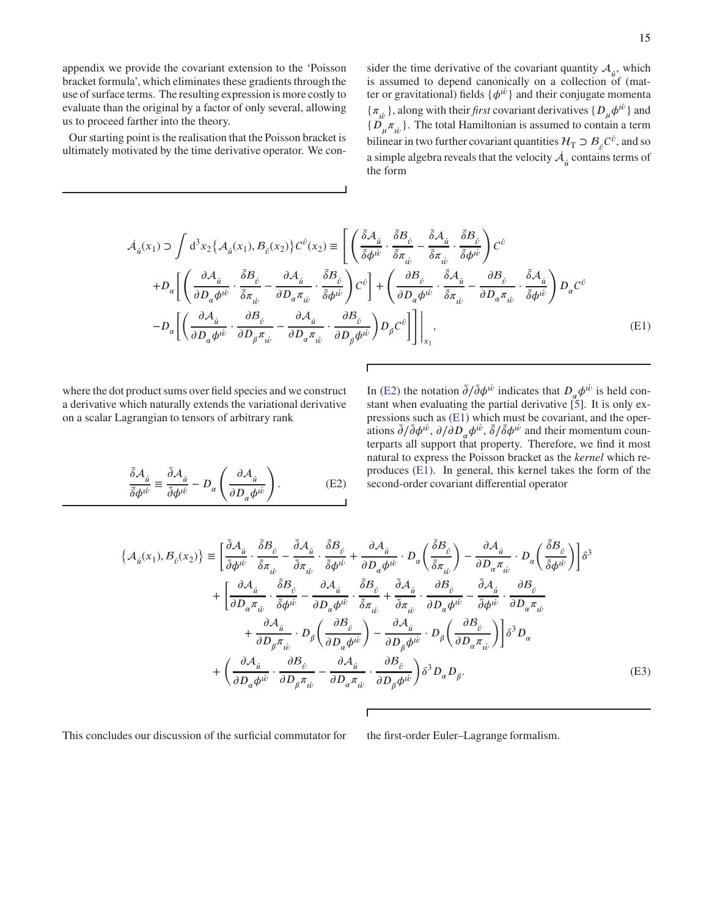appendix we provide the covariant extension to the 'Poisson bracket formula', which eliminates these gradients through the use of surface terms. The resulting expression is more costly to evaluate than the original by a factor of only several, allowing us to proceed farther into the theory.

Our starting point is the realisation that the Poisson bracket is ultimately motivated by the time derivative operator. We consider the time derivative of the covariant quantity $\mathcal{A}_{\acute{u}}$, which is assumed to depend canonically on a collection of (matter or gravitational) fields $\{\phi^{\acute{w}}\}$ and their conjugate momenta $\{\pi_{\acute{w}}\}$, along with their *first* covariant derivatives $\{D_\mu\phi^{\acute{w}}\}$ and $\{D_\mu\pi_{\acute{w}}\}$. The total Hamiltonian is assumed to contain a term bilinear in two further covariant quantities $\mathcal{H}_{\text{T}} \supset \mathcal{B}_{\acute{v}}\mathcal{C}^{\acute{v}}$, and so a simple algebra reveals that the velocity $\dot{\mathcal{A}}_{\acute{u}}$ contains terms of the form

$$
\begin{aligned}
\dot{\mathcal{A}}_{\acute{u}}(x_1) \supset \int \mathrm{d}^3x_2\big\{\mathcal{A}_{\acute{u}}(x_1), \mathcal{B}_{\acute{v}}(x_2)\big\}\mathcal{C}^{\acute{v}}(x_2) \equiv \Bigg[ &\left(\frac{\bar{\delta}\mathcal{A}_{\acute{u}}}{\bar{\delta}\phi^{\acute{w}}}\cdot\frac{\bar{\delta}\mathcal{B}_{\acute{v}}}{\bar{\delta}\pi_{\acute{w}}} - \frac{\bar{\delta}\mathcal{A}_{\acute{u}}}{\bar{\delta}\pi_{\acute{w}}}\cdot\frac{\bar{\delta}\mathcal{B}_{\acute{v}}}{\bar{\delta}\phi^{\acute{w}}}\right)\mathcal{C}^{\acute{v}} \\
+D_\alpha\Bigg[\left(\frac{\partial\mathcal{A}_{\acute{u}}}{\partial D_\alpha\phi^{\acute{w}}}\cdot\frac{\bar{\delta}\mathcal{B}_{\acute{v}}}{\bar{\delta}\pi_{\acute{w}}} - \frac{\partial\mathcal{A}_{\acute{u}}}{\partial D_\alpha\pi_{\acute{w}}}\cdot\frac{\bar{\delta}\mathcal{B}_{\acute{v}}}{\bar{\delta}\phi^{\acute{w}}}\right)\mathcal{C}^{\acute{v}}\Bigg] &+ \left(\frac{\partial\mathcal{B}_{\acute{v}}}{\partial D_\alpha\phi^{\acute{w}}}\cdot\frac{\bar{\delta}\mathcal{A}_{\acute{u}}}{\bar{\delta}\pi_{\acute{w}}} - \frac{\partial\mathcal{B}_{\acute{v}}}{\partial D_\alpha\pi_{\acute{w}}}\cdot\frac{\bar{\delta}\mathcal{A}_{\acute{u}}}{\bar{\delta}\phi^{\acute{w}}}\right)D_\alpha\mathcal{C}^{\acute{v}} \\
-D_\alpha\Bigg[\left(\frac{\partial\mathcal{A}_{\acute{u}}}{\partial D_\alpha\phi^{\acute{w}}}\cdot\frac{\partial\mathcal{B}_{\acute{v}}}{\partial D_\beta\pi_{\acute{w}}} - \frac{\partial\mathcal{A}_{\acute{u}}}{\partial D_\alpha\pi_{\acute{w}}}\cdot\frac{\partial\mathcal{B}_{\acute{v}}}{\partial D_\beta\phi^{\acute{w}}}\right)&D_\beta\mathcal{C}^{\acute{v}}\Bigg]\Bigg]\Bigg|_{x_1},
\end{aligned}
\tag{E1}
$$

where the dot product sums over field species and we construct a derivative which naturally extends the variational derivative on a scalar Lagrangian to tensors of arbitrary rank

$$
\frac{\bar{\delta}\mathcal{A}_{\acute{u}}}{\bar{\delta}\phi^{\acute{w}}} \equiv \frac{\bar{\partial}\mathcal{A}_{\acute{u}}}{\bar{\partial}\phi^{\acute{w}}} - D_\alpha\left(\frac{\partial\mathcal{A}_{\acute{u}}}{\partial D_\alpha\phi^{\acute{w}}}\right). \tag{E2}
$$

In (E2) the notation $\bar{\partial}/\bar{\partial}\phi^{\acute{w}}$ indicates that $D_\alpha\phi^{\acute{w}}$ is held constant when evaluating the partial derivative [5]. It is only expressions such as (E1) which must be covariant, and the operations $\bar{\partial}/\bar{\partial}\phi^{\acute{w}}$, $\partial/\partial D_\alpha\phi^{\acute{w}}$, $\bar{\delta}/\bar{\delta}\phi^{\acute{w}}$ and their momentum counterparts all support that property. Therefore, we find it most natural to express the Poisson bracket as the *kernel* which reproduces (E1). In general, this kernel takes the form of the second-order covariant differential operator

$$
\begin{aligned}
\big\{\mathcal{A}_{\acute{u}}(x_1), \mathcal{B}_{\acute{v}}(x_2)\big\} \equiv &\left[\frac{\bar{\delta}\mathcal{A}_{\acute{u}}}{\bar{\delta}\phi^{\acute{w}}}\cdot\frac{\bar{\delta}\mathcal{B}_{\acute{v}}}{\bar{\delta}\pi_{\acute{w}}} - \frac{\bar{\delta}\mathcal{A}_{\acute{u}}}{\bar{\delta}\pi_{\acute{w}}}\cdot\frac{\bar{\delta}\mathcal{B}_{\acute{v}}}{\bar{\delta}\phi^{\acute{w}}} + \frac{\partial\mathcal{A}_{\acute{u}}}{\partial D_\alpha\phi^{\acute{w}}}\cdot D_\alpha\left(\frac{\bar{\delta}\mathcal{B}_{\acute{v}}}{\bar{\delta}\pi_{\acute{w}}}\right) - \frac{\partial\mathcal{A}_{\acute{u}}}{\partial D_\alpha\pi_{\acute{w}}}\cdot D_\alpha\left(\frac{\bar{\delta}\mathcal{B}_{\acute{v}}}{\bar{\delta}\phi^{\acute{w}}}\right)\right]\delta^3 \\
&+\left[\frac{\partial\mathcal{A}_{\acute{u}}}{\partial D_\alpha\pi_{\acute{w}}}\cdot\frac{\bar{\delta}\mathcal{B}_{\acute{v}}}{\bar{\delta}\phi^{\acute{w}}} - \frac{\partial\mathcal{A}_{\acute{u}}}{\partial D_\alpha\phi^{\acute{w}}}\cdot\frac{\bar{\delta}\mathcal{B}_{\acute{v}}}{\bar{\delta}\pi_{\acute{w}}} + \frac{\bar{\delta}\mathcal{A}_{\acute{u}}}{\bar{\delta}\pi_{\acute{w}}}\cdot\frac{\partial\mathcal{B}_{\acute{v}}}{\partial D_\alpha\phi^{\acute{w}}} - \frac{\bar{\delta}\mathcal{A}_{\acute{u}}}{\bar{\delta}\phi^{\acute{w}}}\cdot\frac{\partial\mathcal{B}_{\acute{v}}}{\partial D_\alpha\pi_{\acute{w}}}\right. \\
&\qquad\left.+\frac{\partial\mathcal{A}_{\acute{u}}}{\partial D_\beta\pi_{\acute{w}}}\cdot D_\beta\left(\frac{\partial\mathcal{B}_{\acute{v}}}{\partial D_\alpha\phi^{\acute{w}}}\right) - \frac{\partial\mathcal{A}_{\acute{u}}}{\partial D_\beta\phi^{\acute{w}}}\cdot D_\beta\left(\frac{\partial\mathcal{B}_{\acute{v}}}{\partial D_\alpha\pi_{\acute{w}}}\right)\right]\delta^3 D_\alpha \\
&+\left(\frac{\partial\mathcal{A}_{\acute{u}}}{\partial D_\alpha\phi^{\acute{w}}}\cdot\frac{\partial\mathcal{B}_{\acute{v}}}{\partial D_\beta\pi_{\acute{w}}} - \frac{\partial\mathcal{A}_{\acute{u}}}{\partial D_\alpha\pi_{\acute{w}}}\cdot\frac{\partial\mathcal{B}_{\acute{v}}}{\partial D_\beta\phi^{\acute{w}}}\right)\delta^3 D_\alpha D_\beta.
\end{aligned}
\tag{E3}
$$

This concludes our discussion of the surficial commutator for the first-order Euler–Lagrange formalism.